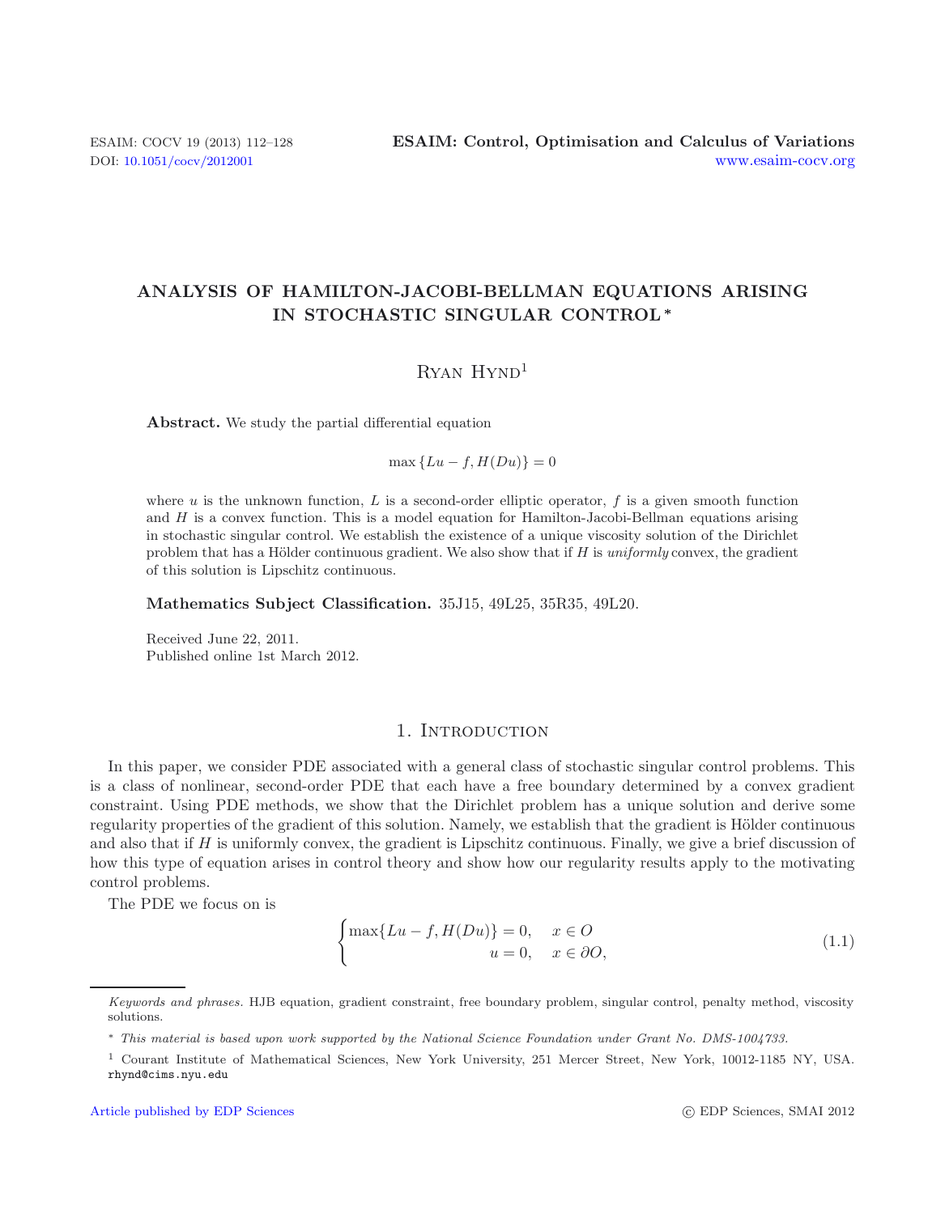# ANALYSIS OF HAMILTON-JACOBI-BELLMAN EQUATIONS ARISING IN STOCHASTIC SINGULAR CONTROL *

Ryan Hynd[1]

**Abstract.** We study the partial differential equation

$$\max\{Lu - f, H(Du)\} = 0$$

where $u$ is the unknown function, $L$ is a second-order elliptic operator, $f$ is a given smooth function and $H$ is a convex function. This is a model equation for Hamilton-Jacobi-Bellman equations arising in stochastic singular control. We establish the existence of a unique viscosity solution of the Dirichlet problem that has a Hölder continuous gradient. We also show that if $H$ is *uniformly* convex, the gradient of this solution is Lipschitz continuous.

**Mathematics Subject Classification.** 35J15, 49L25, 35R35, 49L20.

Received June 22, 2011.
Published online 1st March 2012.

## 1. Introduction

In this paper, we consider PDE associated with a general class of stochastic singular control problems. This is a class of nonlinear, second-order PDE that each have a free boundary determined by a convex gradient constraint. Using PDE methods, we show that the Dirichlet problem has a unique solution and derive some regularity properties of the gradient of this solution. Namely, we establish that the gradient is Hölder continuous and also that if $H$ is uniformly convex, the gradient is Lipschitz continuous. Finally, we give a brief discussion of how this type of equation arises in control theory and show how our regularity results apply to the motivating control problems.

The PDE we focus on is

$$\begin{cases} \max\{Lu - f, H(Du)\} = 0, & x \in O \\ u = 0, & x \in \partial O, \end{cases} \tag{1.1}$$

*Keywords and phrases.* HJB equation, gradient constraint, free boundary problem, singular control, penalty method, viscosity solutions.

\* *This material is based upon work supported by the National Science Foundation under Grant No. DMS-1004733.*

[1] Courant Institute of Mathematical Sciences, New York University, 251 Mercer Street, New York, 10012-1185 NY, USA. rhynd@cims.nyu.edu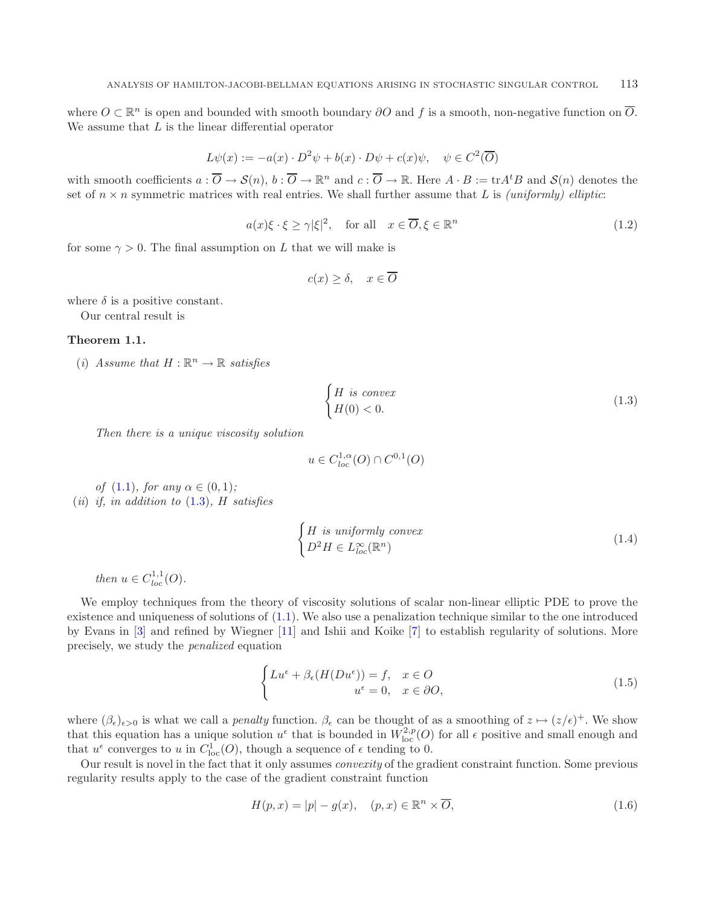where $O \subset \mathbb{R}^n$ is open and bounded with smooth boundary $\partial O$ and $f$ is a smooth, non-negative function on $\overline{O}$. We assume that $L$ is the linear differential operator

$$L\psi(x) := -a(x) \cdot D^2\psi + b(x) \cdot D\psi + c(x)\psi, \quad \psi \in C^2(\overline{O})$$

with smooth coefficients $a : \overline{O} \to \mathcal{S}(n)$, $b : \overline{O} \to \mathbb{R}^n$ and $c : \overline{O} \to \mathbb{R}$. Here $A \cdot B := \mathrm{tr} A^t B$ and $\mathcal{S}(n)$ denotes the set of $n \times n$ symmetric matrices with real entries. We shall further assume that $L$ is *(uniformly) elliptic*:

$$a(x)\xi \cdot \xi \geq \gamma |\xi|^2, \quad \text{for all} \quad x \in \overline{O}, \xi \in \mathbb{R}^n \tag{1.2}$$

for some $\gamma > 0$. The final assumption on $L$ that we will make is

$$c(x) \geq \delta, \quad x \in \overline{O}$$

where $\delta$ is a positive constant.

Our central result is

**Theorem 1.1.**

(*i*) *Assume that* $H : \mathbb{R}^n \to \mathbb{R}$ *satisfies*

$$\begin{cases} H \text{ is convex} \\ H(0) < 0. \end{cases} \tag{1.3}$$

*Then there is a unique viscosity solution*

$$u \in C^{1,\alpha}_{loc}(O) \cap C^{0,1}(O)$$

*of* (1.1)*, for any* $\alpha \in (0, 1)$*;*

(*ii*) *if, in addition to* (1.3)*,* $H$ *satisfies*

$$\begin{cases} H \text{ is uniformly convex} \\ D^2H \in L^\infty_{loc}(\mathbb{R}^n) \end{cases} \tag{1.4}$$

*then* $u \in C^{1,1}_{loc}(O)$.

We employ techniques from the theory of viscosity solutions of scalar non-linear elliptic PDE to prove the existence and uniqueness of solutions of (1.1). We also use a penalization technique similar to the one introduced by Evans in [3] and refined by Wiegner [11] and Ishii and Koike [7] to establish regularity of solutions. More precisely, we study the *penalized* equation

$$\begin{cases} Lu^\epsilon + \beta_\epsilon(H(Du^\epsilon)) = f, & x \in O \\ \qquad\qquad\qquad\quad u^\epsilon = 0, & x \in \partial O, \end{cases} \tag{1.5}$$

where $(\beta_\epsilon)_{\epsilon > 0}$ is what we call a *penalty* function. $\beta_\epsilon$ can be thought of as a smoothing of $z \mapsto (z/\epsilon)^+$. We show that this equation has a unique solution $u^\epsilon$ that is bounded in $W^{2,p}_{\mathrm{loc}}(O)$ for all $\epsilon$ positive and small enough and that $u^\epsilon$ converges to $u$ in $C^1_{\mathrm{loc}}(O)$, though a sequence of $\epsilon$ tending to 0.

Our result is novel in the fact that it only assumes *convexity* of the gradient constraint function. Some previous regularity results apply to the case of the gradient constraint function

$$H(p, x) = |p| - g(x), \quad (p, x) \in \mathbb{R}^n \times \overline{O}, \tag{1.6}$$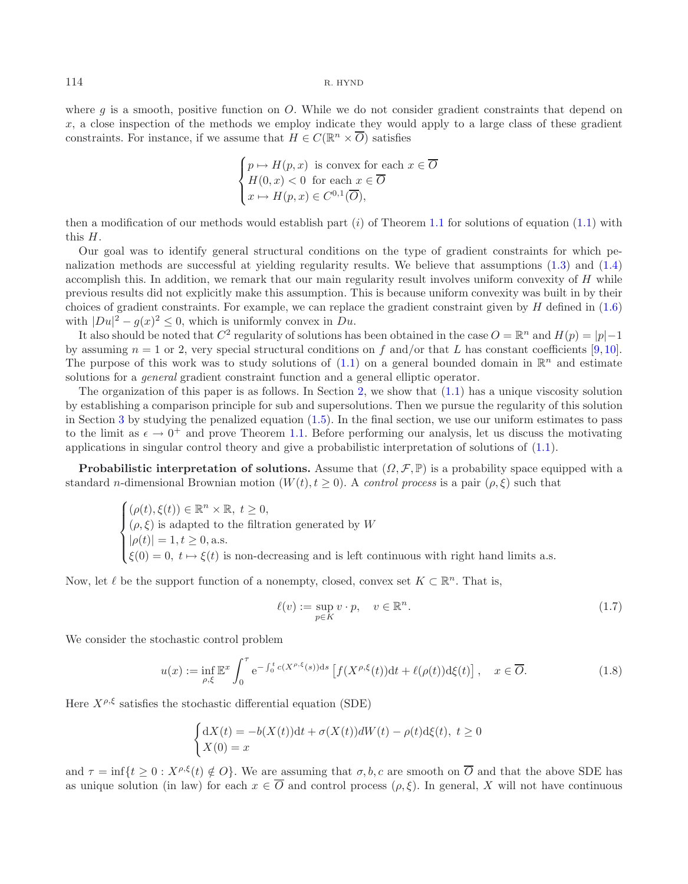where $g$ is a smooth, positive function on $O$. While we do not consider gradient constraints that depend on $x$, a close inspection of the methods we employ indicate they would apply to a large class of these gradient constraints. For instance, if we assume that $H \in C(\mathbb{R}^n \times \overline{O})$ satisfies

$$
\begin{cases}
p \mapsto H(p,x) \ \text{ is convex for each } x \in \overline{O} \\
H(0,x) < 0 \ \text{ for each } x \in \overline{O} \\
x \mapsto H(p,x) \in C^{0,1}(\overline{O}),
\end{cases}
$$

then a modification of our methods would establish part $(i)$ of Theorem 1.1 for solutions of equation (1.1) with this $H$.

Our goal was to identify general structural conditions on the type of gradient constraints for which penalization methods are successful at yielding regularity results. We believe that assumptions (1.3) and (1.4) accomplish this. In addition, we remark that our main regularity result involves uniform convexity of $H$ while previous results did not explicitly make this assumption. This is because uniform convexity was built in by their choices of gradient constraints. For example, we can replace the gradient constraint given by $H$ defined in (1.6) with $|Du|^2 - g(x)^2 \leq 0$, which is uniformly convex in $Du$.

It also should be noted that $C^2$ regularity of solutions has been obtained in the case $O = \mathbb{R}^n$ and $H(p) = |p| - 1$ by assuming $n = 1$ or 2, very special structural conditions on $f$ and/or that $L$ has constant coefficients [9, 10]. The purpose of this work was to study solutions of (1.1) on a general bounded domain in $\mathbb{R}^n$ and estimate solutions for a *general* gradient constraint function and a general elliptic operator.

The organization of this paper is as follows. In Section 2, we show that (1.1) has a unique viscosity solution by establishing a comparison principle for sub and supersolutions. Then we pursue the regularity of this solution in Section 3 by studying the penalized equation (1.5). In the final section, we use our uniform estimates to pass to the limit as $\epsilon \to 0^+$ and prove Theorem 1.1. Before performing our analysis, let us discuss the motivating applications in singular control theory and give a probabilistic interpretation of solutions of (1.1).

**Probabilistic interpretation of solutions.** Assume that $(\Omega, \mathcal{F}, \mathbb{P})$ is a probability space equipped with a standard $n$-dimensional Brownian motion $(W(t), t \geq 0)$. A *control process* is a pair $(\rho, \xi)$ such that

$$
\begin{cases}
(\rho(t), \xi(t)) \in \mathbb{R}^n \times \mathbb{R}, \ t \geq 0, \\
(\rho, \xi) \text{ is adapted to the filtration generated by } W \\
|\rho(t)| = 1, t \geq 0, \text{a.s.} \\
\xi(0) = 0, \ t \mapsto \xi(t) \text{ is non-decreasing and is left continuous with right hand limits a.s.}
\end{cases}
$$

Now, let $\ell$ be the support function of a nonempty, closed, convex set $K \subset \mathbb{R}^n$. That is,

$$
\ell(v) := \sup_{p \in K} v \cdot p, \quad v \in \mathbb{R}^n. \tag{1.7}
$$

We consider the stochastic control problem

$$
u(x) := \inf_{\rho, \xi} \mathbb{E}^x \int_0^\tau \mathrm{e}^{-\int_0^t c(X^{\rho,\xi}(s))\mathrm{d}s} \left[ f(X^{\rho,\xi}(t))\mathrm{d}t + \ell(\rho(t))\mathrm{d}\xi(t) \right], \quad x \in \overline{O}. \tag{1.8}
$$

Here $X^{\rho,\xi}$ satisfies the stochastic differential equation (SDE)

$$
\begin{cases}
\mathrm{d}X(t) = -b(X(t))\mathrm{d}t + \sigma(X(t))dW(t) - \rho(t)\mathrm{d}\xi(t), \ t \geq 0 \\
X(0) = x
\end{cases}
$$

and $\tau = \inf\{t \geq 0 : X^{\rho,\xi}(t) \notin O\}$. We are assuming that $\sigma, b, c$ are smooth on $\overline{O}$ and that the above SDE has as unique solution (in law) for each $x \in \overline{O}$ and control process $(\rho, \xi)$. In general, $X$ will not have continuous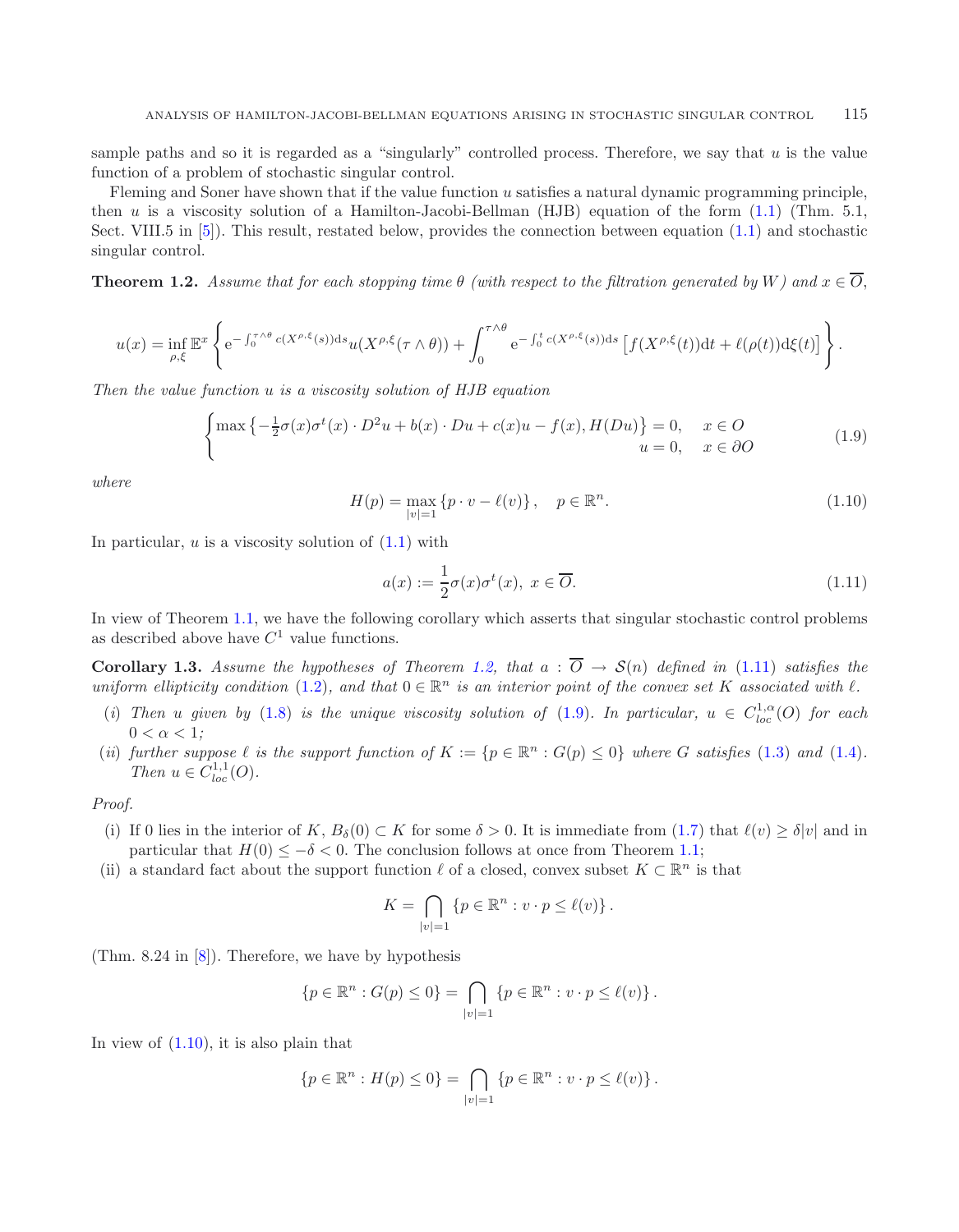sample paths and so it is regarded as a "singularly" controlled process. Therefore, we say that $u$ is the value function of a problem of stochastic singular control.

Fleming and Soner have shown that if the value function $u$ satisfies a natural dynamic programming principle, then $u$ is a viscosity solution of a Hamilton-Jacobi-Bellman (HJB) equation of the form (1.1) (Thm. 5.1, Sect. VIII.5 in [5]). This result, restated below, provides the connection between equation (1.1) and stochastic singular control.

**Theorem 1.2.** *Assume that for each stopping time $\theta$ (with respect to the filtration generated by $W$) and $x \in \overline{O}$,*

$$u(x) = \inf_{\rho,\xi} \mathbb{E}^x \left\{ \mathrm{e}^{-\int_0^{\tau\wedge\theta} c(X^{\rho,\xi}(s))\mathrm{d}s} u(X^{\rho,\xi}(\tau \wedge \theta)) + \int_0^{\tau\wedge\theta} \mathrm{e}^{-\int_0^t c(X^{\rho,\xi}(s))\mathrm{d}s} \left[ f(X^{\rho,\xi}(t))\mathrm{d}t + \ell(\rho(t))\mathrm{d}\xi(t) \right] \right\}.$$

*Then the value function $u$ is a viscosity solution of HJB equation*

$$\begin{cases} \max\left\{ -\frac{1}{2}\sigma(x)\sigma^t(x) \cdot D^2 u + b(x) \cdot Du + c(x)u - f(x), H(Du) \right\} = 0, & x \in O \\ u = 0, & x \in \partial O \end{cases} \tag{1.9}$$

*where*

$$H(p) = \max_{|v|=1} \left\{ p \cdot v - \ell(v) \right\}, \quad p \in \mathbb{R}^n. \tag{1.10}$$

In particular, $u$ is a viscosity solution of (1.1) with

$$a(x) := \frac{1}{2}\sigma(x)\sigma^t(x), \ x \in \overline{O}. \tag{1.11}$$

In view of Theorem 1.1, we have the following corollary which asserts that singular stochastic control problems as described above have $C^1$ value functions.

**Corollary 1.3.** *Assume the hypotheses of Theorem 1.2, that $a : \overline{O} \to \mathcal{S}(n)$ defined in (1.11) satisfies the uniform ellipticity condition (1.2), and that $0 \in \mathbb{R}^n$ is an interior point of the convex set $K$ associated with $\ell$.*

- (*i*) *Then $u$ given by (1.8) is the unique viscosity solution of (1.9). In particular, $u \in C^{1,\alpha}_{loc}(O)$ for each $0 < \alpha < 1$;*
- (*ii*) *further suppose $\ell$ is the support function of $K := \{p \in \mathbb{R}^n : G(p) \leq 0\}$ where $G$ satisfies (1.3) and (1.4). Then $u \in C^{1,1}_{loc}(O)$.*

*Proof.*

- (i) If 0 lies in the interior of $K$, $B_\delta(0) \subset K$ for some $\delta > 0$. It is immediate from (1.7) that $\ell(v) \geq \delta|v|$ and in particular that $H(0) \leq -\delta < 0$. The conclusion follows at once from Theorem 1.1;
- (ii) a standard fact about the support function $\ell$ of a closed, convex subset $K \subset \mathbb{R}^n$ is that

$$K = \bigcap_{|v|=1} \left\{ p \in \mathbb{R}^n : v \cdot p \leq \ell(v) \right\}.$$

(Thm. 8.24 in [8]). Therefore, we have by hypothesis

$$\{p \in \mathbb{R}^n : G(p) \leq 0\} = \bigcap_{|v|=1} \left\{ p \in \mathbb{R}^n : v \cdot p \leq \ell(v) \right\}.$$

In view of (1.10), it is also plain that

$$\{p \in \mathbb{R}^n : H(p) \leq 0\} = \bigcap_{|v|=1} \left\{ p \in \mathbb{R}^n : v \cdot p \leq \ell(v) \right\}.$$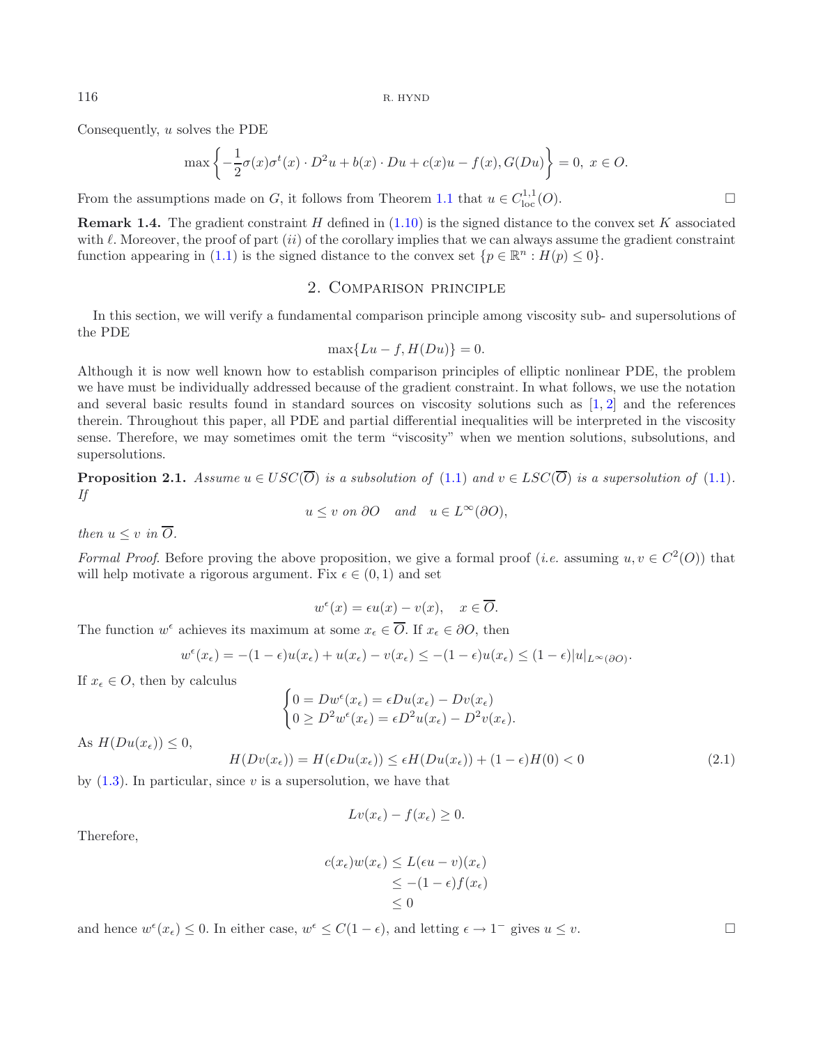Consequently, $u$ solves the PDE

$$\max\left\{-\frac{1}{2}\sigma(x)\sigma^t(x)\cdot D^2u + b(x)\cdot Du + c(x)u - f(x), G(Du)\right\} = 0,\ x \in O.$$

From the assumptions made on $G$, it follows from Theorem 1.1 that $u \in C^{1,1}_{\mathrm{loc}}(O)$. □

**Remark 1.4.** The gradient constraint $H$ defined in (1.10) is the signed distance to the convex set $K$ associated with $\ell$. Moreover, the proof of part $(ii)$ of the corollary implies that we can always assume the gradient constraint function appearing in (1.1) is the signed distance to the convex set $\{p \in \mathbb{R}^n : H(p) \le 0\}$.

## 2. Comparison principle

In this section, we will verify a fundamental comparison principle among viscosity sub- and supersolutions of the PDE

$$\max\{Lu - f, H(Du)\} = 0.$$

Although it is now well known how to establish comparison principles of elliptic nonlinear PDE, the problem we have must be individually addressed because of the gradient constraint. In what follows, we use the notation and several basic results found in standard sources on viscosity solutions such as [1, 2] and the references therein. Throughout this paper, all PDE and partial differential inequalities will be interpreted in the viscosity sense. Therefore, we may sometimes omit the term "viscosity" when we mention solutions, subsolutions, and supersolutions.

**Proposition 2.1.** *Assume $u \in USC(\overline{O})$ is a subsolution of (1.1) and $v \in LSC(\overline{O})$ is a supersolution of (1.1). If*

$$u \le v \text{ on } \partial O \quad \text{and} \quad u \in L^\infty(\partial O),$$

*then $u \le v$ in $\overline{O}$.*

*Formal Proof.* Before proving the above proposition, we give a formal proof (*i.e.* assuming $u, v \in C^2(O)$) that will help motivate a rigorous argument. Fix $\epsilon \in (0,1)$ and set

$$w^\epsilon(x) = \epsilon u(x) - v(x), \quad x \in \overline{O}.$$

The function $w^\epsilon$ achieves its maximum at some $x_\epsilon \in \overline{O}$. If $x_\epsilon \in \partial O$, then

$$w^\epsilon(x_\epsilon) = -(1-\epsilon)u(x_\epsilon) + u(x_\epsilon) - v(x_\epsilon) \le -(1-\epsilon)u(x_\epsilon) \le (1-\epsilon)|u|_{L^\infty(\partial O)}.$$

If $x_\epsilon \in O$, then by calculus

$$\begin{cases} 0 = Dw^\epsilon(x_\epsilon) = \epsilon Du(x_\epsilon) - Dv(x_\epsilon) \\ 0 \ge D^2 w^\epsilon(x_\epsilon) = \epsilon D^2 u(x_\epsilon) - D^2 v(x_\epsilon). \end{cases}$$

As $H(Du(x_\epsilon)) \le 0$,

$$H(Dv(x_\epsilon)) = H(\epsilon Du(x_\epsilon)) \le \epsilon H(Du(x_\epsilon)) + (1-\epsilon)H(0) < 0 \tag{2.1}$$

by (1.3). In particular, since $v$ is a supersolution, we have that

$$Lv(x_\epsilon) - f(x_\epsilon) \ge 0.$$

Therefore,

$$\begin{aligned} c(x_\epsilon)w(x_\epsilon) &\le L(\epsilon u - v)(x_\epsilon) \\ &\le -(1-\epsilon)f(x_\epsilon) \\ &\le 0 \end{aligned}$$

and hence $w^\epsilon(x_\epsilon) \le 0$. In either case, $w^\epsilon \le C(1-\epsilon)$, and letting $\epsilon \to 1^-$ gives $u \le v$. □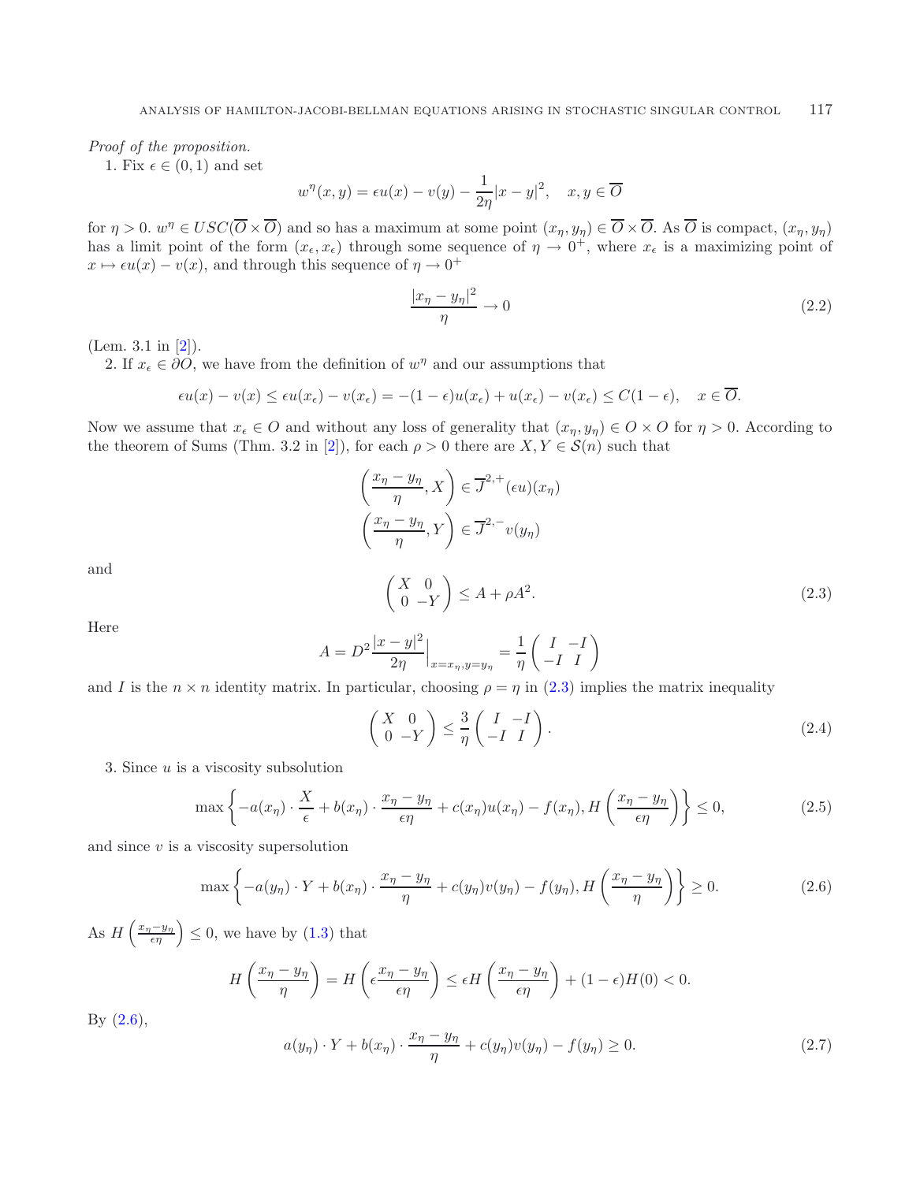*Proof of the proposition.*

1. Fix $\epsilon \in (0,1)$ and set

$$w^\eta(x,y) = \epsilon u(x) - v(y) - \frac{1}{2\eta}|x-y|^2, \quad x,y \in \overline{O}$$

for $\eta > 0$. $w^\eta \in USC(\overline{O}\times\overline{O})$ and so has a maximum at some point $(x_\eta, y_\eta) \in \overline{O}\times\overline{O}$. As $\overline{O}$ is compact, $(x_\eta, y_\eta)$ has a limit point of the form $(x_\epsilon, x_\epsilon)$ through some sequence of $\eta \to 0^+$, where $x_\epsilon$ is a maximizing point of $x \mapsto \epsilon u(x) - v(x)$, and through this sequence of $\eta \to 0^+$

$$\frac{|x_\eta - y_\eta|^2}{\eta} \to 0 \tag{2.2}$$

(Lem. 3.1 in [2]).

2. If $x_\epsilon \in \partial O$, we have from the definition of $w^\eta$ and our assumptions that

$$\epsilon u(x) - v(x) \le \epsilon u(x_\epsilon) - v(x_\epsilon) = -(1-\epsilon)u(x_\epsilon) + u(x_\epsilon) - v(x_\epsilon) \le C(1-\epsilon), \quad x \in \overline{O}.$$

Now we assume that $x_\epsilon \in O$ and without any loss of generality that $(x_\eta, y_\eta) \in O \times O$ for $\eta > 0$. According to the theorem of Sums (Thm. 3.2 in [2]), for each $\rho > 0$ there are $X, Y \in \mathcal{S}(n)$ such that

$$\left(\frac{x_\eta - y_\eta}{\eta}, X\right) \in \overline{J}^{2,+}(\epsilon u)(x_\eta)$$
$$\left(\frac{x_\eta - y_\eta}{\eta}, Y\right) \in \overline{J}^{2,-}v(y_\eta)$$

and

$$\begin{pmatrix} X & 0 \\ 0 & -Y \end{pmatrix} \le A + \rho A^2. \tag{2.3}$$

Here

$$A = D^2 \frac{|x-y|^2}{2\eta}\Big|_{x=x_\eta, y=y_\eta} = \frac{1}{\eta}\begin{pmatrix} I & -I \\ -I & I \end{pmatrix}$$

and $I$ is the $n \times n$ identity matrix. In particular, choosing $\rho = \eta$ in (2.3) implies the matrix inequality

$$\begin{pmatrix} X & 0 \\ 0 & -Y \end{pmatrix} \le \frac{3}{\eta}\begin{pmatrix} I & -I \\ -I & I \end{pmatrix}. \tag{2.4}$$

3. Since $u$ is a viscosity subsolution

$$\max\left\{-a(x_\eta)\cdot\frac{X}{\epsilon} + b(x_\eta)\cdot\frac{x_\eta - y_\eta}{\epsilon\eta} + c(x_\eta)u(x_\eta) - f(x_\eta), H\left(\frac{x_\eta - y_\eta}{\epsilon\eta}\right)\right\} \le 0, \tag{2.5}$$

and since $v$ is a viscosity supersolution

$$\max\left\{-a(y_\eta)\cdot Y + b(x_\eta)\cdot\frac{x_\eta - y_\eta}{\eta} + c(y_\eta)v(y_\eta) - f(y_\eta), H\left(\frac{x_\eta - y_\eta}{\eta}\right)\right\} \ge 0. \tag{2.6}$$

As $H\left(\frac{x_\eta - y_\eta}{\epsilon\eta}\right) \le 0$, we have by (1.3) that

$$H\left(\frac{x_\eta - y_\eta}{\eta}\right) = H\left(\epsilon\frac{x_\eta - y_\eta}{\epsilon\eta}\right) \le \epsilon H\left(\frac{x_\eta - y_\eta}{\epsilon\eta}\right) + (1-\epsilon)H(0) < 0.$$

By (2.6),

$$a(y_\eta)\cdot Y + b(x_\eta)\cdot\frac{x_\eta - y_\eta}{\eta} + c(y_\eta)v(y_\eta) - f(y_\eta) \ge 0. \tag{2.7}$$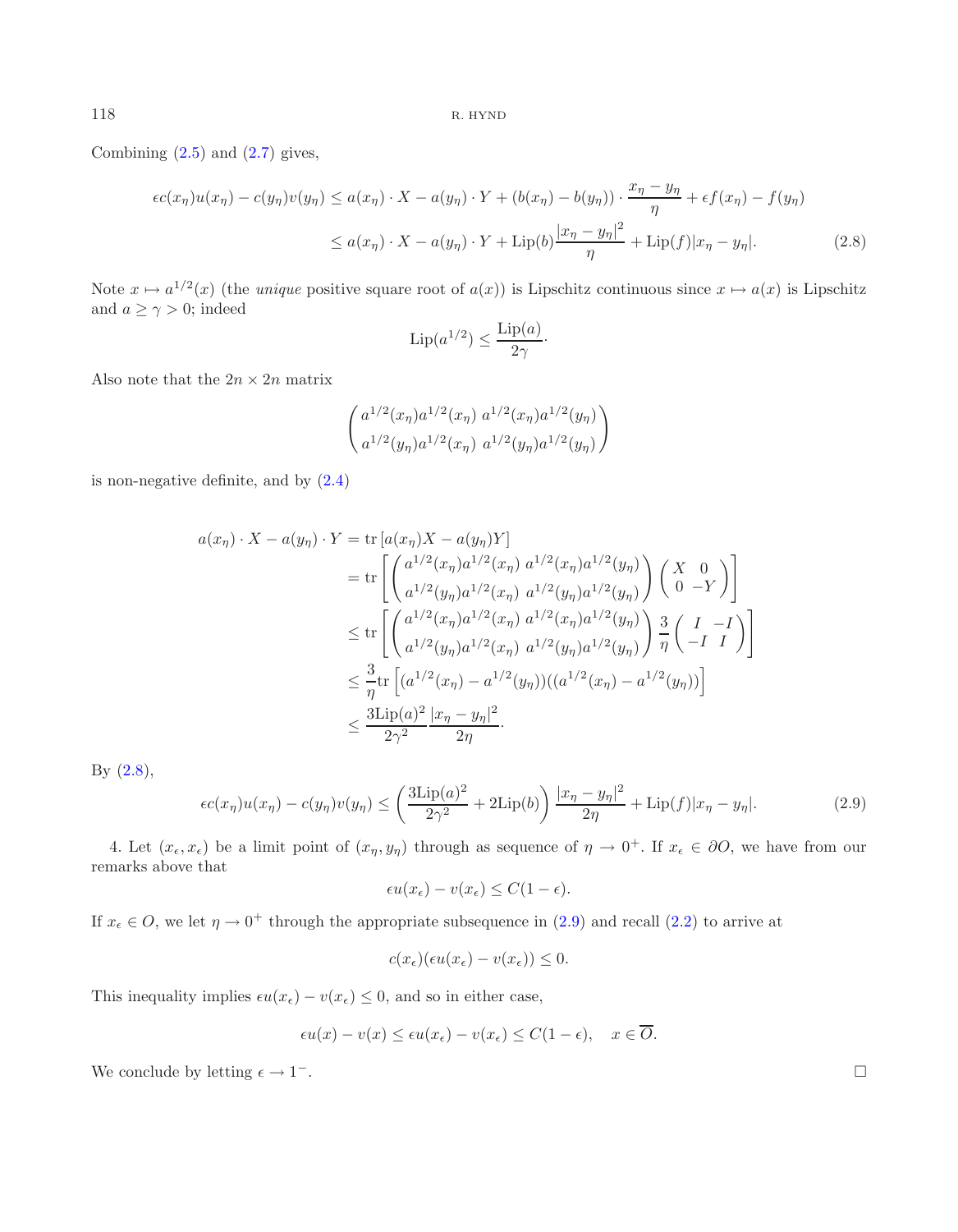Combining (2.5) and (2.7) gives,

$$
\begin{aligned}
\epsilon c(x_\eta)u(x_\eta) - c(y_\eta)v(y_\eta) &\le a(x_\eta)\cdot X - a(y_\eta)\cdot Y + (b(x_\eta) - b(y_\eta))\cdot \frac{x_\eta - y_\eta}{\eta} + \epsilon f(x_\eta) - f(y_\eta)\\
&\le a(x_\eta)\cdot X - a(y_\eta)\cdot Y + \mathrm{Lip}(b)\frac{|x_\eta - y_\eta|^2}{\eta} + \mathrm{Lip}(f)|x_\eta - y_\eta|. \qquad (2.8)
\end{aligned}
$$

Note $x \mapsto a^{1/2}(x)$ (the *unique* positive square root of $a(x)$) is Lipschitz continuous since $x\mapsto a(x)$ is Lipschitz and $a \ge \gamma > 0$; indeed

$$
\mathrm{Lip}(a^{1/2}) \le \frac{\mathrm{Lip}(a)}{2\gamma}\cdot
$$

Also note that the $2n\times 2n$ matrix

$$
\begin{pmatrix} a^{1/2}(x_\eta)a^{1/2}(x_\eta) & a^{1/2}(x_\eta)a^{1/2}(y_\eta)\\ a^{1/2}(y_\eta)a^{1/2}(x_\eta) & a^{1/2}(y_\eta)a^{1/2}(y_\eta)\end{pmatrix}
$$

is non-negative definite, and by (2.4)

$$
\begin{aligned}
a(x_\eta)\cdot X - a(y_\eta)\cdot Y &= \mathrm{tr}\left[a(x_\eta)X - a(y_\eta)Y\right]\\
&= \mathrm{tr}\left[\begin{pmatrix} a^{1/2}(x_\eta)a^{1/2}(x_\eta) & a^{1/2}(x_\eta)a^{1/2}(y_\eta)\\ a^{1/2}(y_\eta)a^{1/2}(x_\eta) & a^{1/2}(y_\eta)a^{1/2}(y_\eta)\end{pmatrix}\begin{pmatrix} X & 0\\ 0 & -Y\end{pmatrix}\right]\\
&\le \mathrm{tr}\left[\begin{pmatrix} a^{1/2}(x_\eta)a^{1/2}(x_\eta) & a^{1/2}(x_\eta)a^{1/2}(y_\eta)\\ a^{1/2}(y_\eta)a^{1/2}(x_\eta) & a^{1/2}(y_\eta)a^{1/2}(y_\eta)\end{pmatrix}\frac{3}{\eta}\begin{pmatrix} I & -I\\ -I & I\end{pmatrix}\right]\\
&\le \frac{3}{\eta}\mathrm{tr}\left[(a^{1/2}(x_\eta) - a^{1/2}(y_\eta))((a^{1/2}(x_\eta) - a^{1/2}(y_\eta))\right]\\
&\le \frac{3\mathrm{Lip}(a)^2}{2\gamma^2}\frac{|x_\eta - y_\eta|^2}{2\eta}\cdot
\end{aligned}
$$

By (2.8),

$$
\epsilon c(x_\eta)u(x_\eta) - c(y_\eta)v(y_\eta) \le \left(\frac{3\mathrm{Lip}(a)^2}{2\gamma^2} + 2\mathrm{Lip}(b)\right)\frac{|x_\eta - y_\eta|^2}{2\eta} + \mathrm{Lip}(f)|x_\eta - y_\eta|. \qquad (2.9)
$$

4. Let $(x_\epsilon, x_\epsilon)$ be a limit point of $(x_\eta, y_\eta)$ through as sequence of $\eta \to 0^+$. If $x_\epsilon \in \partial O$, we have from our remarks above that

$$
\epsilon u(x_\epsilon) - v(x_\epsilon) \le C(1-\epsilon).
$$

If $x_\epsilon \in O$, we let $\eta \to 0^+$ through the appropriate subsequence in (2.9) and recall (2.2) to arrive at

$$
c(x_\epsilon)(\epsilon u(x_\epsilon) - v(x_\epsilon)) \le 0.
$$

This inequality implies $\epsilon u(x_\epsilon) - v(x_\epsilon) \le 0$, and so in either case,

$$
\epsilon u(x) - v(x) \le \epsilon u(x_\epsilon) - v(x_\epsilon) \le C(1-\epsilon), \quad x\in \overline{O}.
$$

We conclude by letting $\epsilon \to 1^-$. $\square$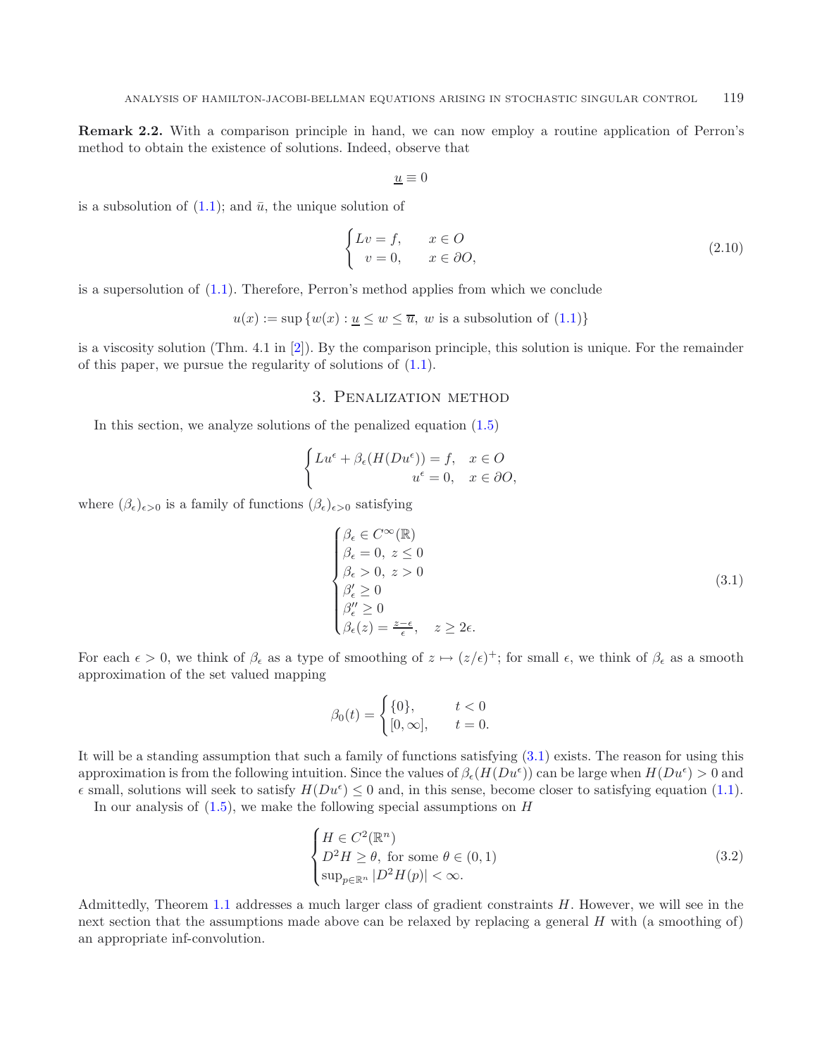**Remark 2.2.** With a comparison principle in hand, we can now employ a routine application of Perron's method to obtain the existence of solutions. Indeed, observe that

$$\underline{u} \equiv 0$$

is a subsolution of (1.1); and $\bar{u}$, the unique solution of

$$\begin{cases} Lv = f, & x \in O \\ \ \ v = 0, & x \in \partial O, \end{cases} \tag{2.10}$$

is a supersolution of (1.1). Therefore, Perron's method applies from which we conclude

$$u(x) := \sup \{ w(x) : \underline{u} \le w \le \overline{u},\ w \text{ is a subsolution of (1.1)} \}$$

is a viscosity solution (Thm. 4.1 in [2]). By the comparison principle, this solution is unique. For the remainder of this paper, we pursue the regularity of solutions of (1.1).

## 3. Penalization method

In this section, we analyze solutions of the penalized equation (1.5)

$$\begin{cases} Lu^\epsilon + \beta_\epsilon(H(Du^\epsilon)) = f, & x \in O \\ \hfill u^\epsilon = 0, & x \in \partial O, \end{cases}$$

where $(\beta_\epsilon)_{\epsilon>0}$ is a family of functions $(\beta_\epsilon)_{\epsilon>0}$ satisfying

$$\begin{cases} \beta_\epsilon \in C^\infty(\mathbb{R}) \\ \beta_\epsilon = 0,\ z \le 0 \\ \beta_\epsilon > 0,\ z > 0 \\ \beta_\epsilon' \ge 0 \\ \beta_\epsilon'' \ge 0 \\ \beta_\epsilon(z) = \frac{z-\epsilon}{\epsilon}, \quad z \ge 2\epsilon. \end{cases} \tag{3.1}$$

For each $\epsilon > 0$, we think of $\beta_\epsilon$ as a type of smoothing of $z \mapsto (z/\epsilon)^+$; for small $\epsilon$, we think of $\beta_\epsilon$ as a smooth approximation of the set valued mapping

$$\beta_0(t) = \begin{cases} \{0\}, & t < 0 \\ [0, \infty], & t = 0. \end{cases}$$

It will be a standing assumption that such a family of functions satisfying (3.1) exists. The reason for using this approximation is from the following intuition. Since the values of $\beta_\epsilon(H(Du^\epsilon))$ can be large when $H(Du^\epsilon) > 0$ and $\epsilon$ small, solutions will seek to satisfy $H(Du^\epsilon) \le 0$ and, in this sense, become closer to satisfying equation (1.1).

In our analysis of (1.5), we make the following special assumptions on $H$

$$\begin{cases} H \in C^2(\mathbb{R}^n) \\ D^2 H \ge \theta, \text{ for some } \theta \in (0,1) \\ \sup_{p \in \mathbb{R}^n} |D^2 H(p)| < \infty. \end{cases} \tag{3.2}$$

Admittedly, Theorem 1.1 addresses a much larger class of gradient constraints $H$. However, we will see in the next section that the assumptions made above can be relaxed by replacing a general $H$ with (a smoothing of) an appropriate inf-convolution.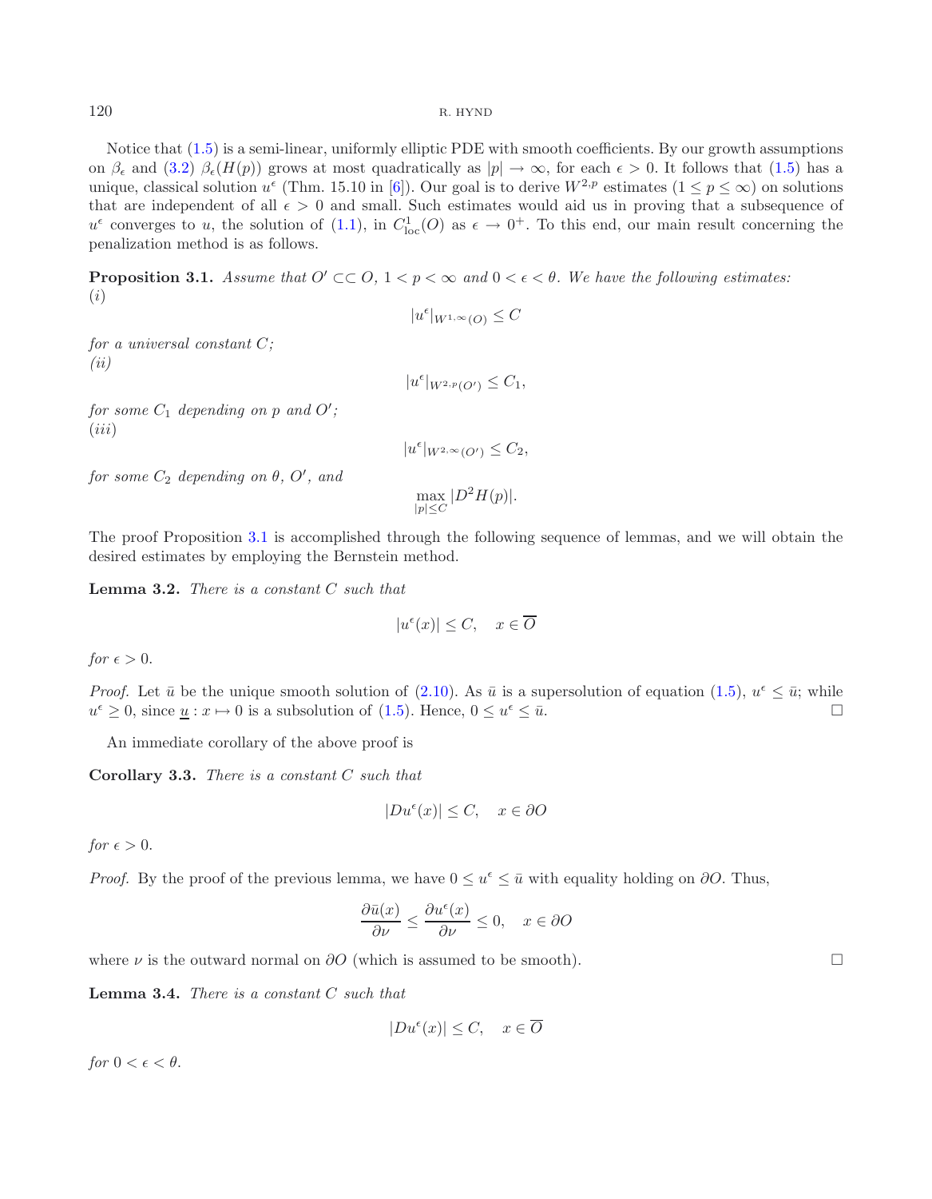Notice that (1.5) is a semi-linear, uniformly elliptic PDE with smooth coefficients. By our growth assumptions on $\beta_\epsilon$ and (3.2) $\beta_\epsilon(H(p))$ grows at most quadratically as $|p| \to \infty$, for each $\epsilon > 0$. It follows that (1.5) has a unique, classical solution $u^\epsilon$ (Thm. 15.10 in [6]). Our goal is to derive $W^{2,p}$ estimates ($1 \le p \le \infty$) on solutions that are independent of all $\epsilon > 0$ and small. Such estimates would aid us in proving that a subsequence of $u^\epsilon$ converges to $u$, the solution of (1.1), in $C^1_{\text{loc}}(O)$ as $\epsilon \to 0^+$. To this end, our main result concerning the penalization method is as follows.

**Proposition 3.1.** *Assume that $O' \subset\subset O$, $1 < p < \infty$ and $0 < \epsilon < \theta$. We have the following estimates:*
*(i)*

$$|u^\epsilon|_{W^{1,\infty}(O)} \le C$$

*for a universal constant $C$;*
*(ii)*

$$|u^\epsilon|_{W^{2,p}(O')} \le C_1,$$

*for some $C_1$ depending on $p$ and $O'$;*
*(iii)*

$$|u^\epsilon|_{W^{2,\infty}(O')} \le C_2,$$

*for some $C_2$ depending on $\theta$, $O'$, and*

$$\max_{|p|\le C} |D^2 H(p)|.$$

The proof Proposition 3.1 is accomplished through the following sequence of lemmas, and we will obtain the desired estimates by employing the Bernstein method.

**Lemma 3.2.** *There is a constant $C$ such that*

$$|u^\epsilon(x)| \le C, \quad x \in \overline{O}$$

*for $\epsilon > 0$.*

*Proof.* Let $\bar{u}$ be the unique smooth solution of (2.10). As $\bar{u}$ is a supersolution of equation (1.5), $u^\epsilon \le \bar{u}$; while $u^\epsilon \ge 0$, since $\underline{u} : x \mapsto 0$ is a subsolution of (1.5). Hence, $0 \le u^\epsilon \le \bar{u}$. □

An immediate corollary of the above proof is

**Corollary 3.3.** *There is a constant $C$ such that*

$$|Du^\epsilon(x)| \le C, \quad x \in \partial O$$

*for $\epsilon > 0$.*

*Proof.* By the proof of the previous lemma, we have $0 \le u^\epsilon \le \bar{u}$ with equality holding on $\partial O$. Thus,

$$\frac{\partial \bar{u}(x)}{\partial \nu} \le \frac{\partial u^\epsilon(x)}{\partial \nu} \le 0, \quad x \in \partial O$$

where $\nu$ is the outward normal on $\partial O$ (which is assumed to be smooth). □

**Lemma 3.4.** *There is a constant $C$ such that*

$$|Du^\epsilon(x)| \le C, \quad x \in \overline{O}$$

*for $0 < \epsilon < \theta$.*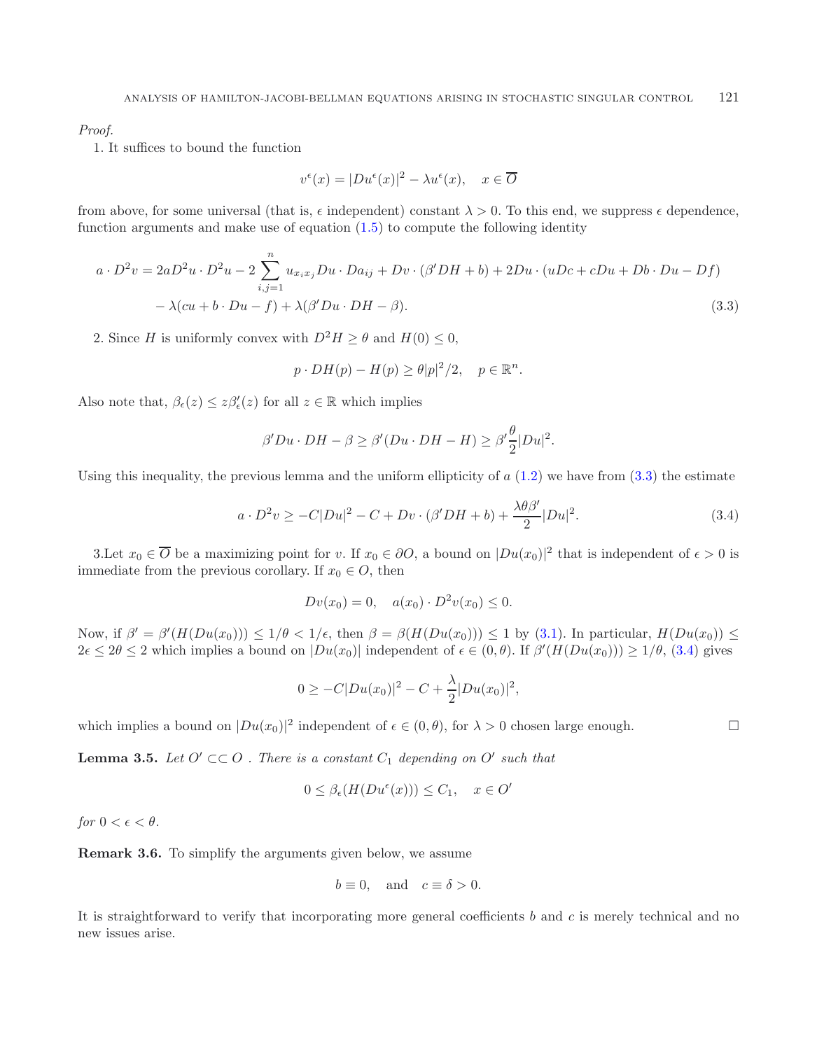*Proof.*

1. It suffices to bound the function

$$v^\epsilon(x) = |Du^\epsilon(x)|^2 - \lambda u^\epsilon(x), \quad x \in \overline{O}$$

from above, for some universal (that is, $\epsilon$ independent) constant $\lambda > 0$. To this end, we suppress $\epsilon$ dependence, function arguments and make use of equation (1.5) to compute the following identity

$$\begin{aligned} a \cdot D^2 v = {} & 2aD^2u \cdot D^2 u - 2\sum_{i,j=1}^{n} u_{x_i x_j} Du \cdot Da_{ij} + Dv \cdot (\beta' DH + b) + 2Du \cdot (uDc + cDu + Db \cdot Du - Df) \\ & - \lambda(cu + b \cdot Du - f) + \lambda(\beta' Du \cdot DH - \beta). \end{aligned} \tag{3.3}$$

2. Since $H$ is uniformly convex with $D^2 H \geq \theta$ and $H(0) \leq 0$,

$$p \cdot DH(p) - H(p) \geq \theta |p|^2/2, \quad p \in \mathbb{R}^n.$$

Also note that, $\beta_\epsilon(z) \leq z\beta'_\epsilon(z)$ for all $z \in \mathbb{R}$ which implies

$$\beta' Du \cdot DH - \beta \geq \beta'(Du \cdot DH - H) \geq \beta' \frac{\theta}{2}|Du|^2.$$

Using this inequality, the previous lemma and the uniform ellipticity of $a$ (1.2) we have from (3.3) the estimate

$$a \cdot D^2 v \geq -C|Du|^2 - C + Dv \cdot (\beta' DH + b) + \frac{\lambda \theta \beta'}{2}|Du|^2. \tag{3.4}$$

3.Let $x_0 \in \overline{O}$ be a maximizing point for $v$. If $x_0 \in \partial O$, a bound on $|Du(x_0)|^2$ that is independent of $\epsilon > 0$ is immediate from the previous corollary. If $x_0 \in O$, then

$$Dv(x_0) = 0, \quad a(x_0) \cdot D^2 v(x_0) \leq 0.$$

Now, if $\beta' = \beta'(H(Du(x_0))) \leq 1/\theta < 1/\epsilon$, then $\beta = \beta(H(Du(x_0))) \leq 1$ by (3.1). In particular, $H(Du(x_0)) \leq 2\epsilon \leq 2\theta \leq 2$ which implies a bound on $|Du(x_0)|$ independent of $\epsilon \in (0, \theta)$. If $\beta'(H(Du(x_0))) \geq 1/\theta$, (3.4) gives

$$0 \geq -C|Du(x_0)|^2 - C + \frac{\lambda}{2}|Du(x_0)|^2,$$

which implies a bound on $|Du(x_0)|^2$ independent of $\epsilon \in (0, \theta)$, for $\lambda > 0$ chosen large enough. $\square$

**Lemma 3.5.** *Let $O' \subset\subset O$ . There is a constant $C_1$ depending on $O'$ such that*

$$0 \leq \beta_\epsilon(H(Du^\epsilon(x))) \leq C_1, \quad x \in O'$$

*for $0 < \epsilon < \theta$.*

**Remark 3.6.** To simplify the arguments given below, we assume

$$b \equiv 0, \quad \text{and} \quad c \equiv \delta > 0.$$

It is straightforward to verify that incorporating more general coefficients $b$ and $c$ is merely technical and no new issues arise.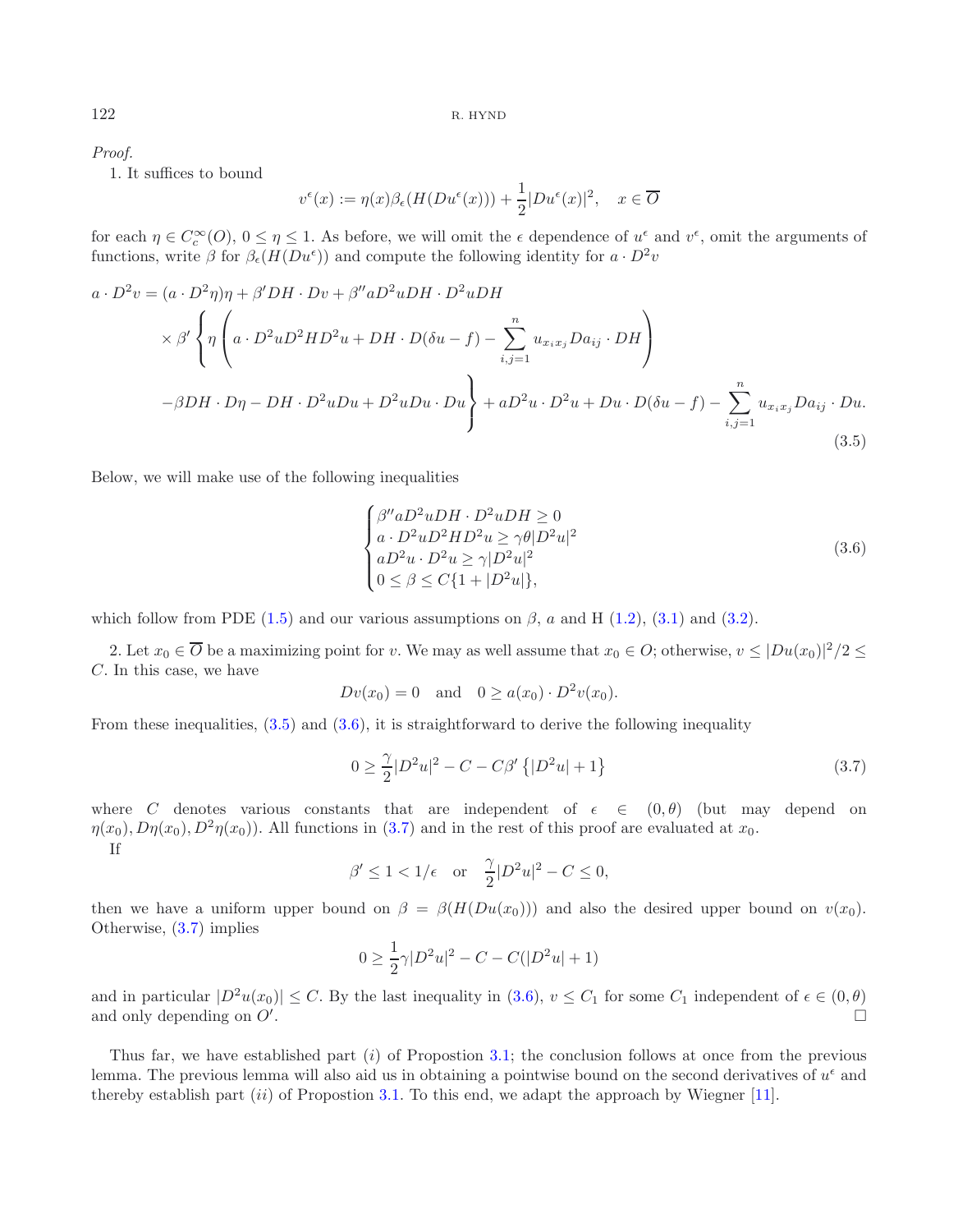*Proof.*

1. It suffices to bound

$$v^\epsilon(x) := \eta(x)\beta_\epsilon(H(Du^\epsilon(x))) + \frac{1}{2}|Du^\epsilon(x)|^2, \quad x \in \overline{O}$$

for each $\eta \in C_c^\infty(O)$, $0 \le \eta \le 1$. As before, we will omit the $\epsilon$ dependence of $u^\epsilon$ and $v^\epsilon$, omit the arguments of functions, write $\beta$ for $\beta_\epsilon(H(Du^\epsilon))$ and compute the following identity for $a \cdot D^2 v$

$$\begin{aligned}
a \cdot D^2 v = (a \cdot D^2\eta)\eta + \beta' DH \cdot Dv + \beta'' a D^2u DH \cdot D^2 u DH \\
\times \beta' \left\{ \eta \left( a \cdot D^2 u D^2 H D^2 u + DH \cdot D(\delta u - f) - \sum_{i,j=1}^n u_{x_i x_j} D a_{ij} \cdot DH \right) \right. \\
\left. - \beta DH \cdot D\eta - DH \cdot D^2 u Du + D^2 u Du \cdot Du \right\} + a D^2 u \cdot D^2 u + Du \cdot D(\delta u - f) - \sum_{i,j=1}^n u_{x_i x_j} D a_{ij} \cdot Du.
\end{aligned} \tag{3.5}$$

Below, we will make use of the following inequalities

$$\begin{cases}
\beta'' a D^2 u DH \cdot D^2 u DH \ge 0 \\
a \cdot D^2 u D^2 H D^2 u \ge \gamma\theta |D^2 u|^2 \\
a D^2 u \cdot D^2 u \ge \gamma |D^2 u|^2 \\
0 \le \beta \le C\{1 + |D^2 u|\},
\end{cases} \tag{3.6}$$

which follow from PDE (1.5) and our various assumptions on $\beta$, $a$ and H (1.2), (3.1) and (3.2).

2. Let $x_0 \in \overline{O}$ be a maximizing point for $v$. We may as well assume that $x_0 \in O$; otherwise, $v \le |Du(x_0)|^2/2 \le C$. In this case, we have

$$Dv(x_0) = 0 \quad \text{and} \quad 0 \ge a(x_0) \cdot D^2 v(x_0).$$

From these inequalities, (3.5) and (3.6), it is straightforward to derive the following inequality

$$0 \ge \frac{\gamma}{2}|D^2 u|^2 - C - C\beta' \left\{ |D^2 u| + 1 \right\} \tag{3.7}$$

where $C$ denotes various constants that are independent of $\epsilon \in (0, \theta)$ (but may depend on $\eta(x_0), D\eta(x_0), D^2\eta(x_0)$). All functions in (3.7) and in the rest of this proof are evaluated at $x_0$.

If

$$\beta' \le 1 < 1/\epsilon \quad \text{or} \quad \frac{\gamma}{2}|D^2 u|^2 - C \le 0,$$

then we have a uniform upper bound on $\beta = \beta(H(Du(x_0)))$ and also the desired upper bound on $v(x_0)$. Otherwise, (3.7) implies

$$0 \ge \frac{1}{2}\gamma |D^2 u|^2 - C - C(|D^2 u| + 1)$$

and in particular $|D^2 u(x_0)| \le C$. By the last inequality in (3.6), $v \le C_1$ for some $C_1$ independent of $\epsilon \in (0, \theta)$ and only depending on $O'$. □

Thus far, we have established part $(i)$ of Propostion 3.1; the conclusion follows at once from the previous lemma. The previous lemma will also aid us in obtaining a pointwise bound on the second derivatives of $u^\epsilon$ and thereby establish part $(ii)$ of Propostion 3.1. To this end, we adapt the approach by Wiegner [11].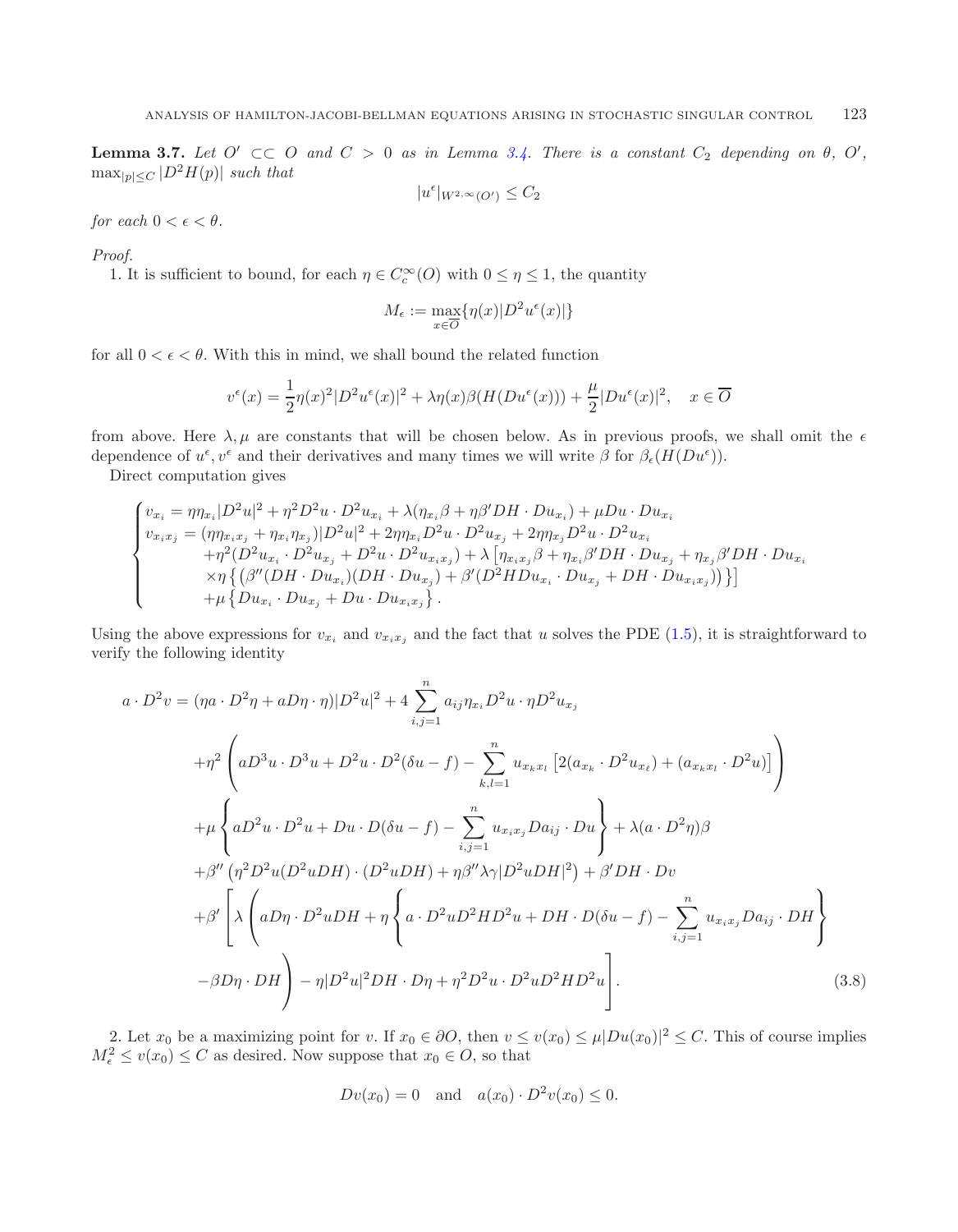**Lemma 3.7.** *Let $O' \subset\subset O$ and $C > 0$ as in Lemma 3.4. There is a constant $C_2$ depending on $\theta$, $O'$, $\max_{|p|\le C} |D^2 H(p)|$ such that*

$$|u^\epsilon|_{W^{2,\infty}(O')} \le C_2$$

*for each $0 < \epsilon < \theta$.*

*Proof.*

1. It is sufficient to bound, for each $\eta \in C_c^\infty(O)$ with $0 \le \eta \le 1$, the quantity

$$M_\epsilon := \max_{x\in\overline{O}}\{\eta(x)|D^2u^\epsilon(x)|\}$$

for all $0 < \epsilon < \theta$. With this in mind, we shall bound the related function

$$v^\epsilon(x) = \frac{1}{2}\eta(x)^2|D^2u^\epsilon(x)|^2 + \lambda\eta(x)\beta(H(Du^\epsilon(x))) + \frac{\mu}{2}|Du^\epsilon(x)|^2, \quad x \in \overline{O}$$

from above. Here $\lambda, \mu$ are constants that will be chosen below. As in previous proofs, we shall omit the $\epsilon$ dependence of $u^\epsilon, v^\epsilon$ and their derivatives and many times we will write $\beta$ for $\beta_\epsilon(H(Du^\epsilon))$.

Direct computation gives

$$\begin{cases} v_{x_i} = \eta\eta_{x_i}|D^2u|^2 + \eta^2 D^2u\cdot D^2u_{x_i} + \lambda(\eta_{x_i}\beta + \eta\beta' DH\cdot Du_{x_i}) + \mu Du\cdot Du_{x_i} \\ v_{x_ix_j} = (\eta\eta_{x_ix_j} + \eta_{x_i}\eta_{x_j})|D^2u|^2 + 2\eta\eta_{x_i}D^2u\cdot D^2u_{x_j} + 2\eta\eta_{x_j}D^2u\cdot D^2u_{x_i} \\ \quad +\eta^2(D^2u_{x_i}\cdot D^2u_{x_j} + D^2u\cdot D^2u_{x_ix_j}) + \lambda\left[\eta_{x_ix_j}\beta + \eta_{x_i}\beta' DH\cdot Du_{x_j} + \eta_{x_j}\beta' DH\cdot Du_{x_i}\right. \\ \quad \left.\times\eta\left\{\left(\beta''(DH\cdot Du_{x_i})(DH\cdot Du_{x_j}) + \beta'(D^2HDu_{x_i}\cdot Du_{x_j} + DH\cdot Du_{x_ix_j})\right)\right\}\right] \\ \quad +\mu\left\{Du_{x_i}\cdot Du_{x_j} + Du\cdot Du_{x_ix_j}\right\}. \end{cases}$$

Using the above expressions for $v_{x_i}$ and $v_{x_ix_j}$ and the fact that $u$ solves the PDE (1.5), it is straightforward to verify the following identity

$$\begin{aligned} a\cdot D^2v &= (\eta a\cdot D^2\eta + aD\eta\cdot\eta)|D^2u|^2 + 4\sum_{i,j=1}^n a_{ij}\eta_{x_i}D^2u\cdot\eta D^2u_{x_j} \\ &+\eta^2\left(aD^3u\cdot D^3u + D^2u\cdot D^2(\delta u - f) - \sum_{k,l=1}^n u_{x_kx_l}\left[2(a_{x_k}\cdot D^2u_{x_\ell}) + (a_{x_kx_l}\cdot D^2u)\right]\right) \\ &+\mu\left\{aD^2u\cdot D^2u + Du\cdot D(\delta u - f) - \sum_{i,j=1}^n u_{x_ix_j}Da_{ij}\cdot Du\right\} + \lambda(a\cdot D^2\eta)\beta \\ &+\beta''\left(\eta^2D^2u(D^2uDH)\cdot(D^2uDH) + \eta\beta''\lambda\gamma|D^2uDH|^2\right) + \beta' DH\cdot Dv \\ &+\beta'\left[\lambda\left(aD\eta\cdot D^2uDH + \eta\left\{a\cdot D^2uD^2HD^2u + DH\cdot D(\delta u - f) - \sum_{i,j=1}^n u_{x_ix_j}Da_{ij}\cdot DH\right\}\right.\right. \\ &\left.\left.-\beta D\eta\cdot DH\right) - \eta|D^2u|^2DH\cdot D\eta + \eta^2D^2u\cdot D^2uD^2HD^2u\right]. \end{aligned} \tag{3.8}$$

2. Let $x_0$ be a maximizing point for $v$. If $x_0 \in \partial O$, then $v \le v(x_0) \le \mu|Du(x_0)|^2 \le C$. This of course implies $M_\epsilon^2 \le v(x_0) \le C$ as desired. Now suppose that $x_0 \in O$, so that

$$Dv(x_0) = 0 \quad \text{and} \quad a(x_0)\cdot D^2v(x_0) \le 0.$$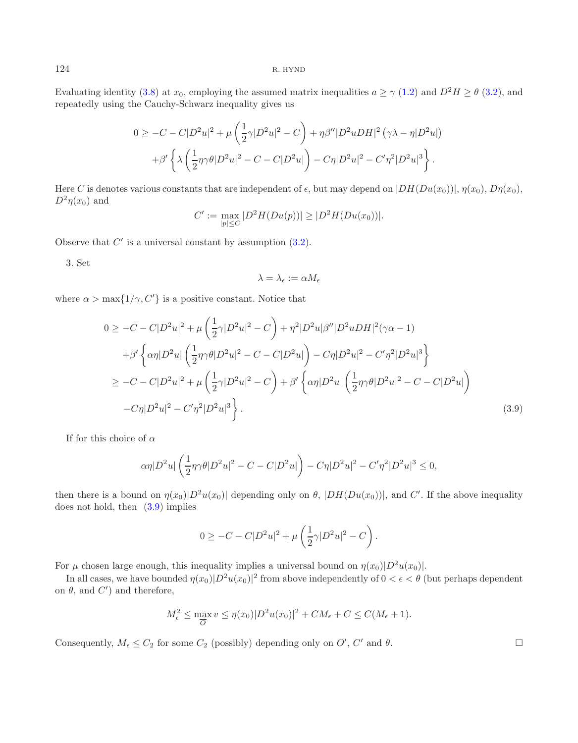Evaluating identity (3.8) at $x_0$, employing the assumed matrix inequalities $a \geq \gamma$ (1.2) and $D^2 H \geq \theta$ (3.2), and repeatedly using the Cauchy-Schwarz inequality gives us

$$
\begin{aligned}
0 \geq -C - C|D^2u|^2 + \mu\left(\frac{1}{2}\gamma|D^2u|^2 - C\right) + \eta\beta''|D^2uDH|^2\left(\gamma\lambda - \eta|D^2u|\right) \\
+\beta'\left\{\lambda\left(\frac{1}{2}\eta\gamma\theta|D^2u|^2 - C - C|D^2u|\right) - C\eta|D^2u|^2 - C'\eta^2|D^2u|^3\right\}.
\end{aligned}
$$

Here $C$ is denotes various constants that are independent of $\epsilon$, but may depend on $|DH(Du(x_0))|$, $\eta(x_0)$, $D\eta(x_0)$, $D^2\eta(x_0)$ and

$$
C' := \max_{|p|\leq C}|D^2H(Du(p))| \geq |D^2H(Du(x_0))|.
$$

Observe that $C'$ is a universal constant by assumption (3.2).

3. Set

$$
\lambda = \lambda_\epsilon := \alpha M_\epsilon
$$

where $\alpha > \max\{1/\gamma, C'\}$ is a positive constant. Notice that

$$
\begin{aligned}
0 &\geq -C - C|D^2u|^2 + \mu\left(\frac{1}{2}\gamma|D^2u|^2 - C\right) + \eta^2|D^2u|\beta''|D^2uDH|^2(\gamma\alpha - 1) \\
&\quad +\beta'\left\{\alpha\eta|D^2u|\left(\frac{1}{2}\eta\gamma\theta|D^2u|^2 - C - C|D^2u|\right) - C\eta|D^2u|^2 - C'\eta^2|D^2u|^3\right\} \\
&\geq -C - C|D^2u|^2 + \mu\left(\frac{1}{2}\gamma|D^2u|^2 - C\right) + \beta'\left\{\alpha\eta|D^2u|\left(\frac{1}{2}\eta\gamma\theta|D^2u|^2 - C - C|D^2u|\right)\right. \\
&\quad \left. - C\eta|D^2u|^2 - C'\eta^2|D^2u|^3\right\}. \qquad (3.9)
\end{aligned}
$$

If for this choice of $\alpha$

$$
\alpha\eta|D^2u|\left(\frac{1}{2}\eta\gamma\theta|D^2u|^2 - C - C|D^2u|\right) - C\eta|D^2u|^2 - C'\eta^2|D^2u|^3 \leq 0,
$$

then there is a bound on $\eta(x_0)|D^2u(x_0)|$ depending only on $\theta$, $|DH(Du(x_0))|$, and $C'$. If the above inequality does not hold, then (3.9) implies

$$
0 \geq -C - C|D^2u|^2 + \mu\left(\frac{1}{2}\gamma|D^2u|^2 - C\right).
$$

For $\mu$ chosen large enough, this inequality implies a universal bound on $\eta(x_0)|D^2u(x_0)|$.

In all cases, we have bounded $\eta(x_0)|D^2u(x_0)|^2$ from above independently of $0 < \epsilon < \theta$ (but perhaps dependent on $\theta$, and $C'$) and therefore,

$$
M_\epsilon^2 \leq \max_{\overline{O}} v \leq \eta(x_0)|D^2u(x_0)|^2 + CM_\epsilon + C \leq C(M_\epsilon + 1).
$$

Consequently, $M_\epsilon \leq C_2$ for some $C_2$ (possibly) depending only on $O'$, $C'$ and $\theta$. □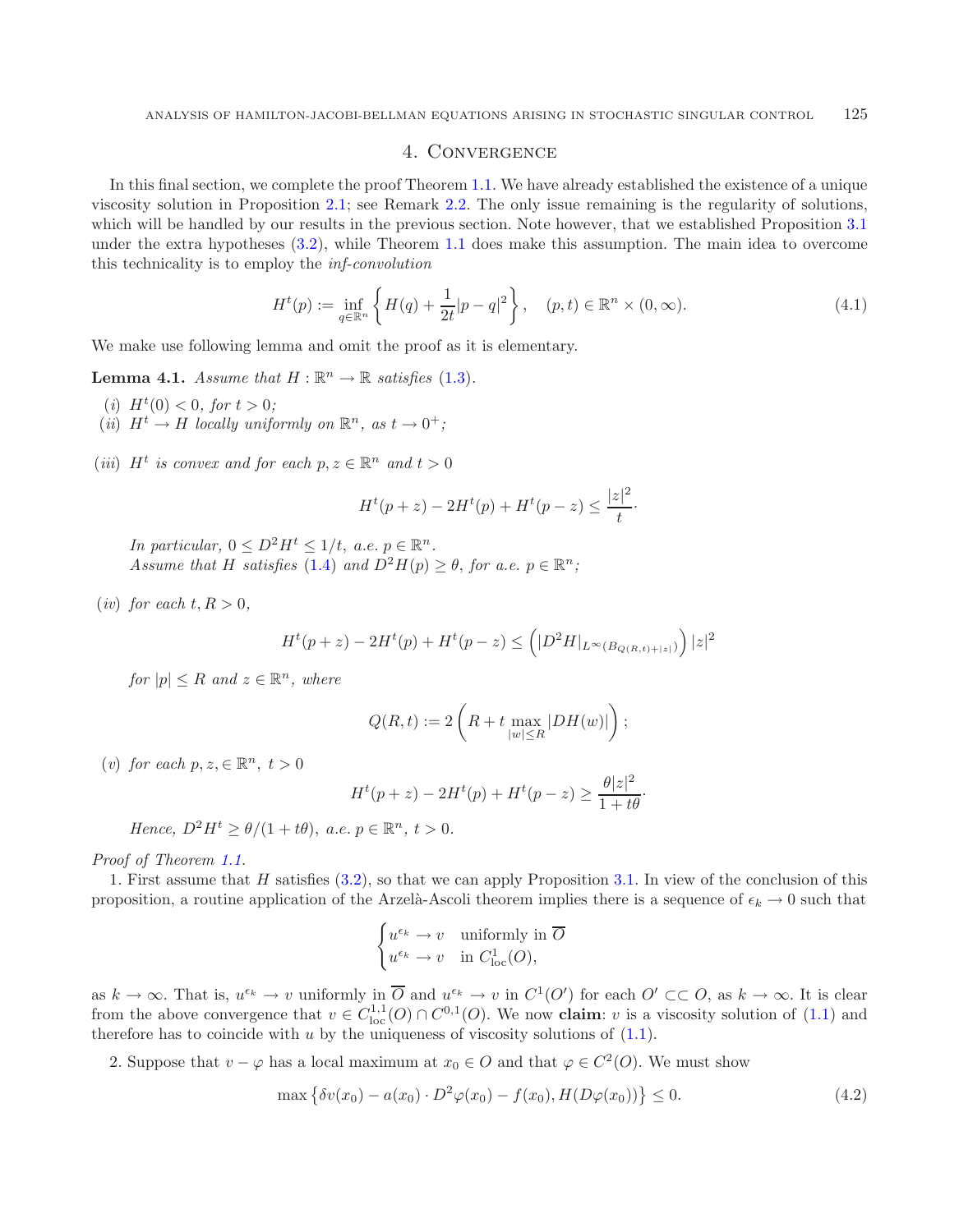## 4. Convergence

In this final section, we complete the proof Theorem 1.1. We have already established the existence of a unique viscosity solution in Proposition 2.1; see Remark 2.2. The only issue remaining is the regularity of solutions, which will be handled by our results in the previous section. Note however, that we established Proposition 3.1 under the extra hypotheses (3.2), while Theorem 1.1 does make this assumption. The main idea to overcome this technicality is to employ the *inf-convolution*

$$H^t(p) := \inf_{q\in\mathbb{R}^n}\left\{H(q) + \frac{1}{2t}|p-q|^2\right\}, \quad (p,t)\in\mathbb{R}^n\times(0,\infty). \tag{4.1}$$

We make use following lemma and omit the proof as it is elementary.

**Lemma 4.1.** *Assume that $H:\mathbb{R}^n\to\mathbb{R}$ satisfies (1.3).*

*(i) $H^t(0)<0$, for $t>0$;*

*(ii) $H^t\to H$ locally uniformly on $\mathbb{R}^n$, as $t\to 0^+$;*

*(iii) $H^t$ is convex and for each $p,z\in\mathbb{R}^n$ and $t>0$*

$$H^t(p+z)-2H^t(p)+H^t(p-z)\le\frac{|z|^2}{t}.$$

*In particular, $0\le D^2H^t\le 1/t$, a.e. $p\in\mathbb{R}^n$.*
*Assume that $H$ satisfies (1.4) and $D^2H(p)\ge\theta$, for a.e. $p\in\mathbb{R}^n$;*

*(iv) for each $t,R>0$,*

$$H^t(p+z)-2H^t(p)+H^t(p-z)\le\left(|D^2H|_{L^\infty(B_{Q(R,t)+|z|})}\right)|z|^2$$

*for $|p|\le R$ and $z\in\mathbb{R}^n$, where*

$$Q(R,t) := 2\left(R + t\max_{|w|\le R}|DH(w)|\right);$$

*(v) for each $p,z,\in\mathbb{R}^n$, $t>0$*

$$H^t(p+z)-2H^t(p)+H^t(p-z)\ge\frac{\theta|z|^2}{1+t\theta}.$$

*Hence, $D^2H^t\ge\theta/(1+t\theta)$, a.e. $p\in\mathbb{R}^n$, $t>0$.*

*Proof of Theorem 1.1.*

1. First assume that $H$ satisfies (3.2), so that we can apply Proposition 3.1. In view of the conclusion of this proposition, a routine application of the Arzelà-Ascoli theorem implies there is a sequence of $\epsilon_k\to 0$ such that

$$\begin{cases} u^{\epsilon_k}\to v & \text{uniformly in } \overline{O}\\ u^{\epsilon_k}\to v & \text{in } C^1_{\text{loc}}(O),\end{cases}$$

as $k\to\infty$. That is, $u^{\epsilon_k}\to v$ uniformly in $\overline{O}$ and $u^{\epsilon_k}\to v$ in $C^1(O')$ for each $O'\subset\subset O$, as $k\to\infty$. It is clear from the above convergence that $v\in C^{1,1}_{\text{loc}}(O)\cap C^{0,1}(O)$. We now **claim**: $v$ is a viscosity solution of (1.1) and therefore has to coincide with $u$ by the uniqueness of viscosity solutions of (1.1).

2. Suppose that $v-\varphi$ has a local maximum at $x_0\in O$ and that $\varphi\in C^2(O)$. We must show

$$\max\left\{\delta v(x_0) - a(x_0)\cdot D^2\varphi(x_0) - f(x_0), H(D\varphi(x_0))\right\}\le 0. \tag{4.2}$$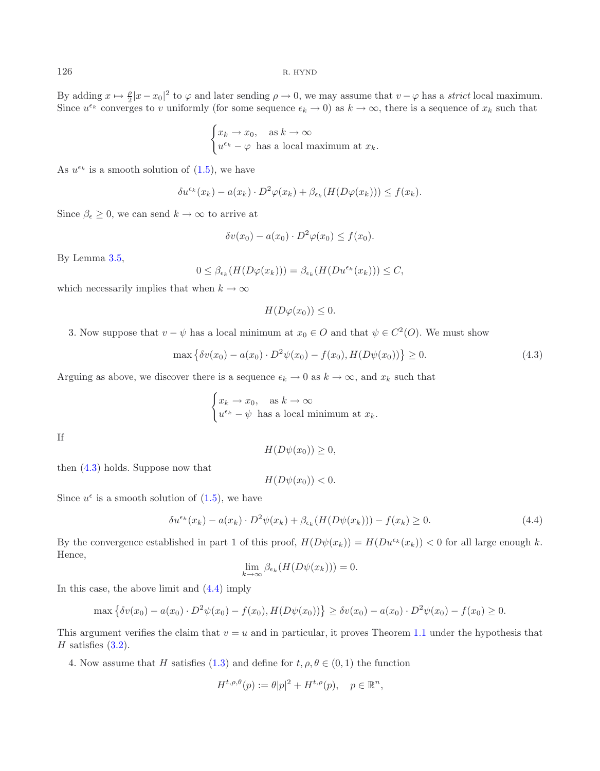By adding $x \mapsto \frac{\rho}{2}|x - x_0|^2$ to $\varphi$ and later sending $\rho \to 0$, we may assume that $v - \varphi$ has a *strict* local maximum. Since $u^{\epsilon_k}$ converges to $v$ uniformly (for some sequence $\epsilon_k \to 0$) as $k \to \infty$, there is a sequence of $x_k$ such that

$$
\begin{cases} x_k \to x_0, \quad \text{as } k \to \infty \\ u^{\epsilon_k} - \varphi \; \text{ has a local maximum at } x_k. \end{cases}
$$

As $u^{\epsilon_k}$ is a smooth solution of (1.5), we have

$$
\delta u^{\epsilon_k}(x_k) - a(x_k) \cdot D^2\varphi(x_k) + \beta_{\epsilon_k}(H(D\varphi(x_k))) \le f(x_k).
$$

Since $\beta_\epsilon \ge 0$, we can send $k \to \infty$ to arrive at

$$
\delta v(x_0) - a(x_0) \cdot D^2\varphi(x_0) \le f(x_0).
$$

By Lemma 3.5,

$$
0 \le \beta_{\epsilon_k}(H(D\varphi(x_k))) = \beta_{\epsilon_k}(H(Du^{\epsilon_k}(x_k))) \le C,
$$

which necessarily implies that when $k \to \infty$

$$
H(D\varphi(x_0)) \le 0.
$$

3. Now suppose that $v - \psi$ has a local minimum at $x_0 \in O$ and that $\psi \in C^2(O)$. We must show

$$
\max\left\{\delta v(x_0) - a(x_0) \cdot D^2\psi(x_0) - f(x_0), H(D\psi(x_0))\right\} \ge 0. \tag{4.3}
$$

Arguing as above, we discover there is a sequence $\epsilon_k \to 0$ as $k \to \infty$, and $x_k$ such that

$$
\begin{cases} x_k \to x_0, \quad \text{as } k \to \infty \\ u^{\epsilon_k} - \psi \; \text{ has a local minimum at } x_k. \end{cases}
$$

If

$$
H(D\psi(x_0)) \ge 0,
$$

then (4.3) holds. Suppose now that

$$
H(D\psi(x_0)) < 0.
$$

Since $u^\epsilon$ is a smooth solution of (1.5), we have

$$
\delta u^{\epsilon_k}(x_k) - a(x_k) \cdot D^2\psi(x_k) + \beta_{\epsilon_k}(H(D\psi(x_k))) - f(x_k) \ge 0. \tag{4.4}
$$

By the convergence established in part 1 of this proof, $H(D\psi(x_k)) = H(Du^{\epsilon_k}(x_k)) < 0$ for all large enough $k$. Hence,

$$
\lim_{k\to\infty} \beta_{\epsilon_k}(H(D\psi(x_k))) = 0.
$$

In this case, the above limit and (4.4) imply

$$
\max\left\{\delta v(x_0) - a(x_0) \cdot D^2\psi(x_0) - f(x_0), H(D\psi(x_0))\right\} \ge \delta v(x_0) - a(x_0) \cdot D^2\psi(x_0) - f(x_0) \ge 0.
$$

This argument verifies the claim that $v = u$ and in particular, it proves Theorem 1.1 under the hypothesis that $H$ satisfies (3.2).

4. Now assume that $H$ satisfies (1.3) and define for $t, \rho, \theta \in (0, 1)$ the function

$$
H^{t,\rho,\theta}(p) := \theta|p|^2 + H^{t,\rho}(p), \quad p \in \mathbb{R}^n,
$$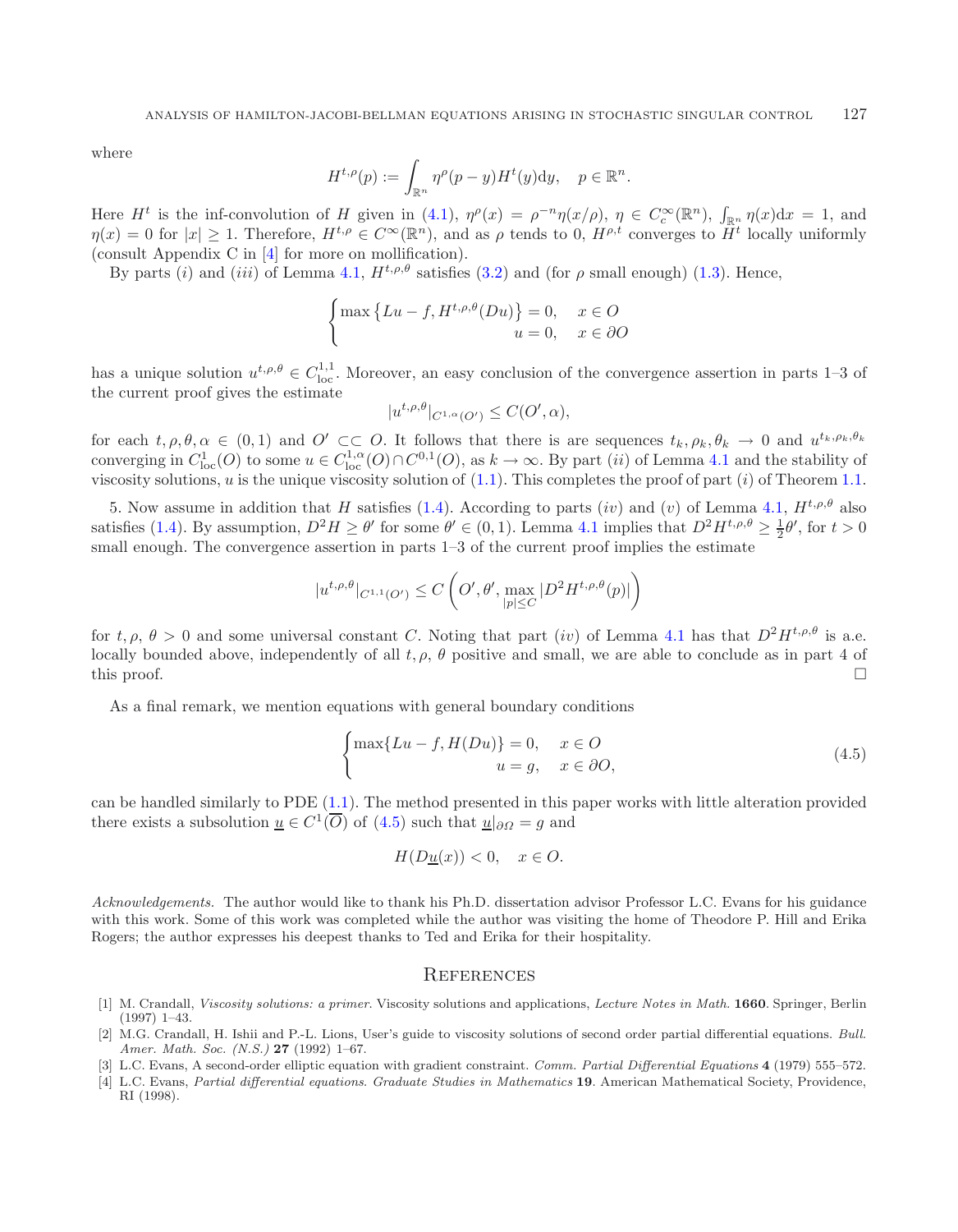where

$$H^{t,\rho}(p) := \int_{\mathbb{R}^n} \eta^\rho(p-y) H^t(y) \mathrm{d}y, \quad p \in \mathbb{R}^n.$$

Here $H^t$ is the inf-convolution of $H$ given in (4.1), $\eta^\rho(x) = \rho^{-n}\eta(x/\rho)$, $\eta \in C_c^\infty(\mathbb{R}^n)$, $\int_{\mathbb{R}^n} \eta(x)\mathrm{d}x = 1$, and $\eta(x) = 0$ for $|x| \geq 1$. Therefore, $H^{t,\rho} \in C^\infty(\mathbb{R}^n)$, and as $\rho$ tends to 0, $H^{\rho,t}$ converges to $H^t$ locally uniformly (consult Appendix C in [4] for more on mollification).

By parts $(i)$ and $(iii)$ of Lemma 4.1, $H^{t,\rho,\theta}$ satisfies (3.2) and (for $\rho$ small enough) (1.3). Hence,

$$\begin{cases} \max\left\{Lu - f, H^{t,\rho,\theta}(Du)\right\} = 0, & x \in O \\ \hfill u = 0, & x \in \partial O \end{cases}$$

has a unique solution $u^{t,\rho,\theta} \in C^{1,1}_{\mathrm{loc}}$. Moreover, an easy conclusion of the convergence assertion in parts 1–3 of the current proof gives the estimate

$$|u^{t,\rho,\theta}|_{C^{1,\alpha}(O')} \leq C(O', \alpha),$$

for each $t, \rho, \theta, \alpha \in (0,1)$ and $O' \subset\subset O$. It follows that there is are sequences $t_k, \rho_k, \theta_k \to 0$ and $u^{t_k,\rho_k,\theta_k}$ converging in $C^1_{\mathrm{loc}}(O)$ to some $u \in C^{1,\alpha}_{\mathrm{loc}}(O) \cap C^{0,1}(O)$, as $k \to \infty$. By part $(ii)$ of Lemma 4.1 and the stability of viscosity solutions, $u$ is the unique viscosity solution of (1.1). This completes the proof of part $(i)$ of Theorem 1.1.

5. Now assume in addition that $H$ satisfies (1.4). According to parts $(iv)$ and $(v)$ of Lemma 4.1, $H^{t,\rho,\theta}$ also satisfies (1.4). By assumption, $D^2 H \geq \theta'$ for some $\theta' \in (0,1)$. Lemma 4.1 implies that $D^2 H^{t,\rho,\theta} \geq \frac{1}{2}\theta'$, for $t > 0$ small enough. The convergence assertion in parts 1–3 of the current proof implies the estimate

$$|u^{t,\rho,\theta}|_{C^{1,1}(O')} \leq C\left(O', \theta', \max_{|p|\leq C} |D^2 H^{t,\rho,\theta}(p)|\right)$$

for $t, \rho, \theta > 0$ and some universal constant $C$. Noting that part $(iv)$ of Lemma 4.1 has that $D^2 H^{t,\rho,\theta}$ is a.e. locally bounded above, independently of all $t, \rho, \theta$ positive and small, we are able to conclude as in part 4 of this proof. □

As a final remark, we mention equations with general boundary conditions

$$\begin{cases} \max\{Lu - f, H(Du)\} = 0, & x \in O \\ \hfill u = g, & x \in \partial O, \end{cases} \tag{4.5}$$

can be handled similarly to PDE (1.1). The method presented in this paper works with little alteration provided there exists a subsolution $\underline{u} \in C^1(\overline{O})$ of (4.5) such that $\underline{u}|_{\partial \Omega} = g$ and

$$H(D\underline{u}(x)) < 0, \quad x \in O.$$

*Acknowledgements.* The author would like to thank his Ph.D. dissertation advisor Professor L.C. Evans for his guidance with this work. Some of this work was completed while the author was visiting the home of Theodore P. Hill and Erika Rogers; the author expresses his deepest thanks to Ted and Erika for their hospitality.

## References

[1] M. Crandall, *Viscosity solutions: a primer*. Viscosity solutions and applications, *Lecture Notes in Math.* **1660**. Springer, Berlin (1997) 1–43.

[2] M.G. Crandall, H. Ishii and P.-L. Lions, User's guide to viscosity solutions of second order partial differential equations. *Bull. Amer. Math. Soc. (N.S.)* **27** (1992) 1–67.

[3] L.C. Evans, A second-order elliptic equation with gradient constraint. *Comm. Partial Differential Equations* **4** (1979) 555–572.

[4] L.C. Evans, *Partial differential equations*. *Graduate Studies in Mathematics* **19**. American Mathematical Society, Providence, RI (1998).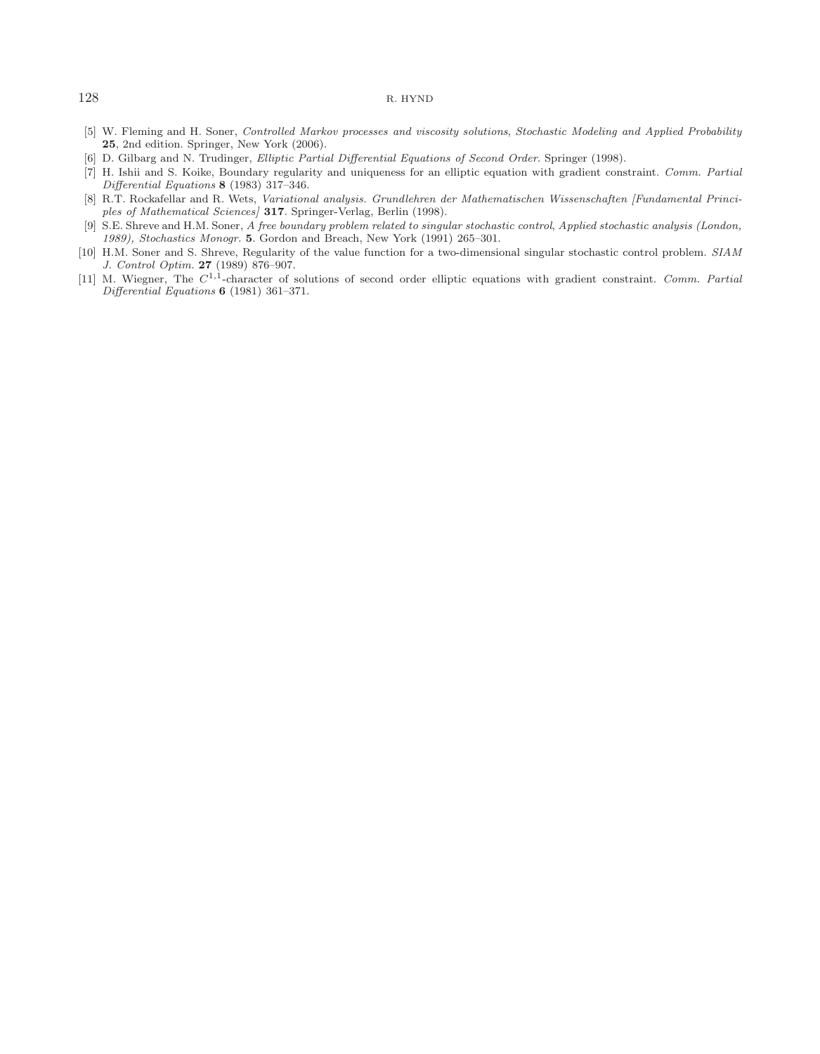[5] W. Fleming and H. Soner, *Controlled Markov processes and viscosity solutions*, *Stochastic Modeling and Applied Probability* **25**, 2nd edition. Springer, New York (2006).

[6] D. Gilbarg and N. Trudinger, *Elliptic Partial Differential Equations of Second Order*. Springer (1998).

[7] H. Ishii and S. Koike, Boundary regularity and uniqueness for an elliptic equation with gradient constraint. *Comm. Partial Differential Equations* **8** (1983) 317–346.

[8] R.T. Rockafellar and R. Wets, *Variational analysis. Grundlehren der Mathematischen Wissenschaften [Fundamental Principles of Mathematical Sciences]* **317**. Springer-Verlag, Berlin (1998).

[9] S.E. Shreve and H.M. Soner, *A free boundary problem related to singular stochastic control*, *Applied stochastic analysis (London, 1989), Stochastics Monogr.* **5**. Gordon and Breach, New York (1991) 265–301.

[10] H.M. Soner and S. Shreve, Regularity of the value function for a two-dimensional singular stochastic control problem. *SIAM J. Control Optim.* **27** (1989) 876–907.

[11] M. Wiegner, The $C^{1,1}$-character of solutions of second order elliptic equations with gradient constraint. *Comm. Partial Differential Equations* **6** (1981) 361–371.